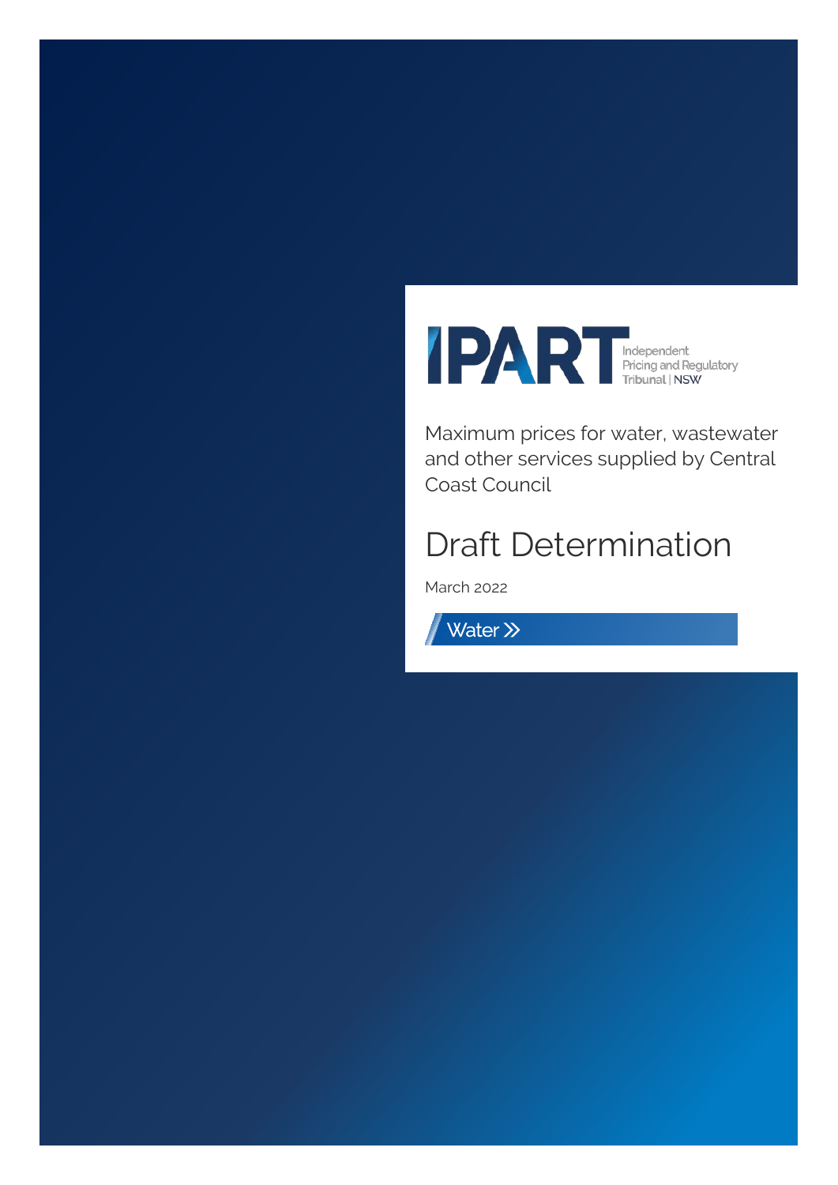IPART Independent Pricing and Regulatory Tribunal | NSW

Maximum prices for water, wastewater and other services supplied by Central Coast Council

# Draft Determination

March 2022

Water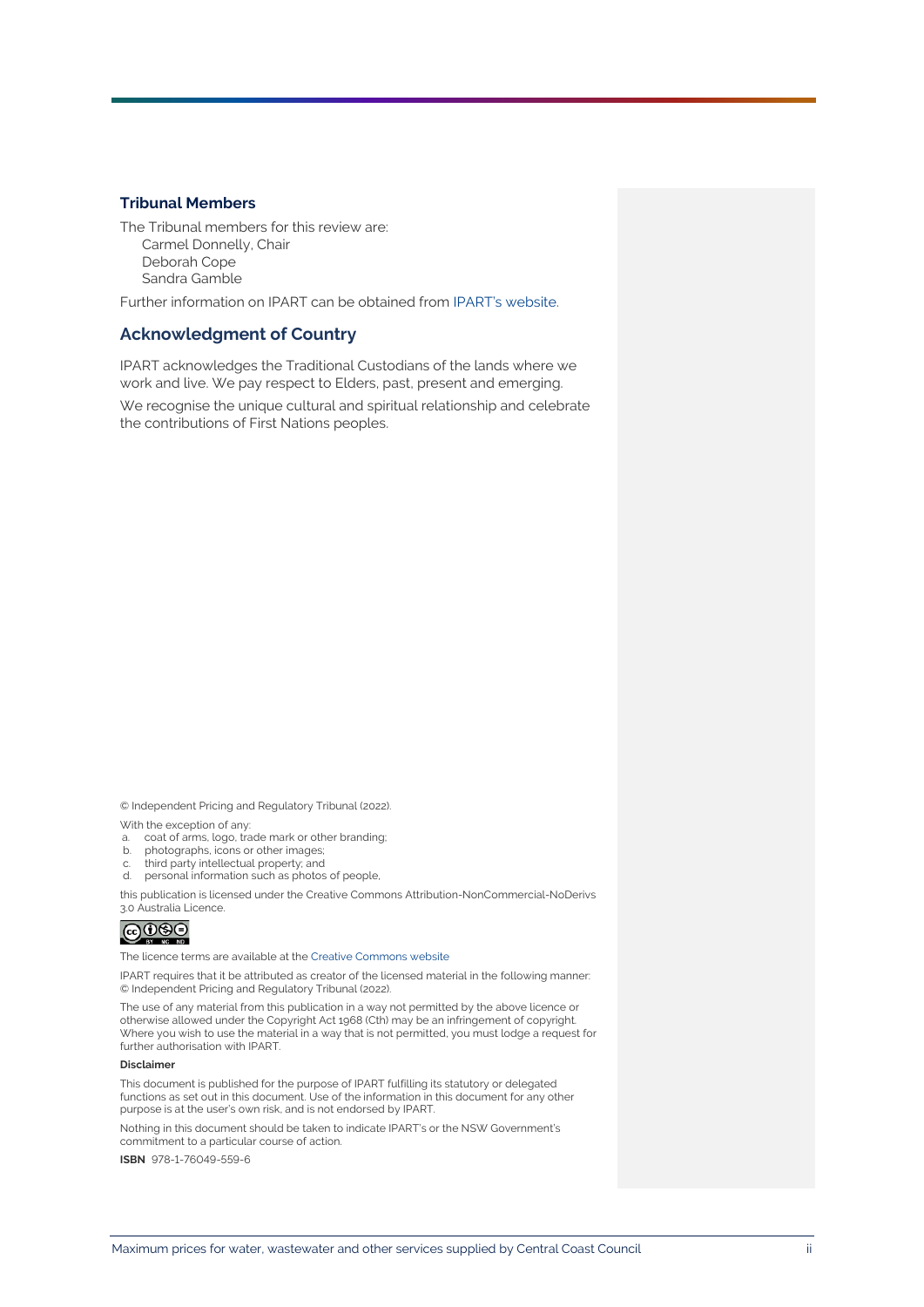### Tribunal Members

The Tribunal members for this review are:

Carmel Donnelly, Chair
Deborah Cope
Sandra Gamble

Further information on IPART can be obtained from IPART's website.

## Acknowledgment of Country

IPART acknowledges the Traditional Custodians of the lands where we work and live. We pay respect to Elders, past, present and emerging.

We recognise the unique cultural and spiritual relationship and celebrate the contributions of First Nations peoples.

© Independent Pricing and Regulatory Tribunal (2022).

With the exception of any:

a. coat of arms, logo, trade mark or other branding;
b. photographs, icons or other images;
c. third party intellectual property; and
d. personal information such as photos of people,

this publication is licensed under the Creative Commons Attribution-NonCommercial-NoDerivs 3.0 Australia Licence.

The licence terms are available at the Creative Commons website

IPART requires that it be attributed as creator of the licensed material in the following manner: © Independent Pricing and Regulatory Tribunal (2022).

The use of any material from this publication in a way not permitted by the above licence or otherwise allowed under the Copyright Act 1968 (Cth) may be an infringement of copyright. Where you wish to use the material in a way that is not permitted, you must lodge a request for further authorisation with IPART.

**Disclaimer**

This document is published for the purpose of IPART fulfilling its statutory or delegated functions as set out in this document. Use of the information in this document for any other purpose is at the user's own risk, and is not endorsed by IPART.

Nothing in this document should be taken to indicate IPART's or the NSW Government's commitment to a particular course of action.

**ISBN** 978-1-76049-559-6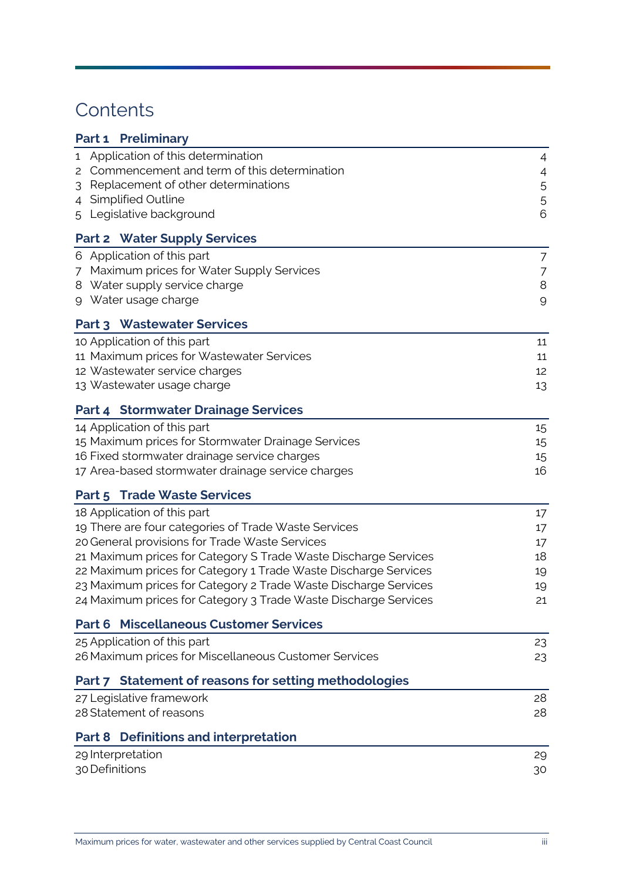# Contents

| **Part 1 Preliminary** | |
|---|---|
| 1 Application of this determination | 4 |
| 2 Commencement and term of this determination | 4 |
| 3 Replacement of other determinations | 5 |
| 4 Simplified Outline | 5 |
| 5 Legislative background | 6 |
| **Part 2 Water Supply Services** | |
| 6 Application of this part | 7 |
| 7 Maximum prices for Water Supply Services | 7 |
| 8 Water supply service charge | 8 |
| 9 Water usage charge | 9 |
| **Part 3 Wastewater Services** | |
| 10 Application of this part | 11 |
| 11 Maximum prices for Wastewater Services | 11 |
| 12 Wastewater service charges | 12 |
| 13 Wastewater usage charge | 13 |
| **Part 4 Stormwater Drainage Services** | |
| 14 Application of this part | 15 |
| 15 Maximum prices for Stormwater Drainage Services | 15 |
| 16 Fixed stormwater drainage service charges | 15 |
| 17 Area-based stormwater drainage service charges | 16 |
| **Part 5 Trade Waste Services** | |
| 18 Application of this part | 17 |
| 19 There are four categories of Trade Waste Services | 17 |
| 20 General provisions for Trade Waste Services | 17 |
| 21 Maximum prices for Category S Trade Waste Discharge Services | 18 |
| 22 Maximum prices for Category 1 Trade Waste Discharge Services | 19 |
| 23 Maximum prices for Category 2 Trade Waste Discharge Services | 19 |
| 24 Maximum prices for Category 3 Trade Waste Discharge Services | 21 |
| **Part 6 Miscellaneous Customer Services** | |
| 25 Application of this part | 23 |
| 26 Maximum prices for Miscellaneous Customer Services | 23 |
| **Part 7 Statement of reasons for setting methodologies** | |
| 27 Legislative framework | 28 |
| 28 Statement of reasons | 28 |
| **Part 8 Definitions and interpretation** | |
| 29 Interpretation | 29 |
| 30 Definitions | 30 |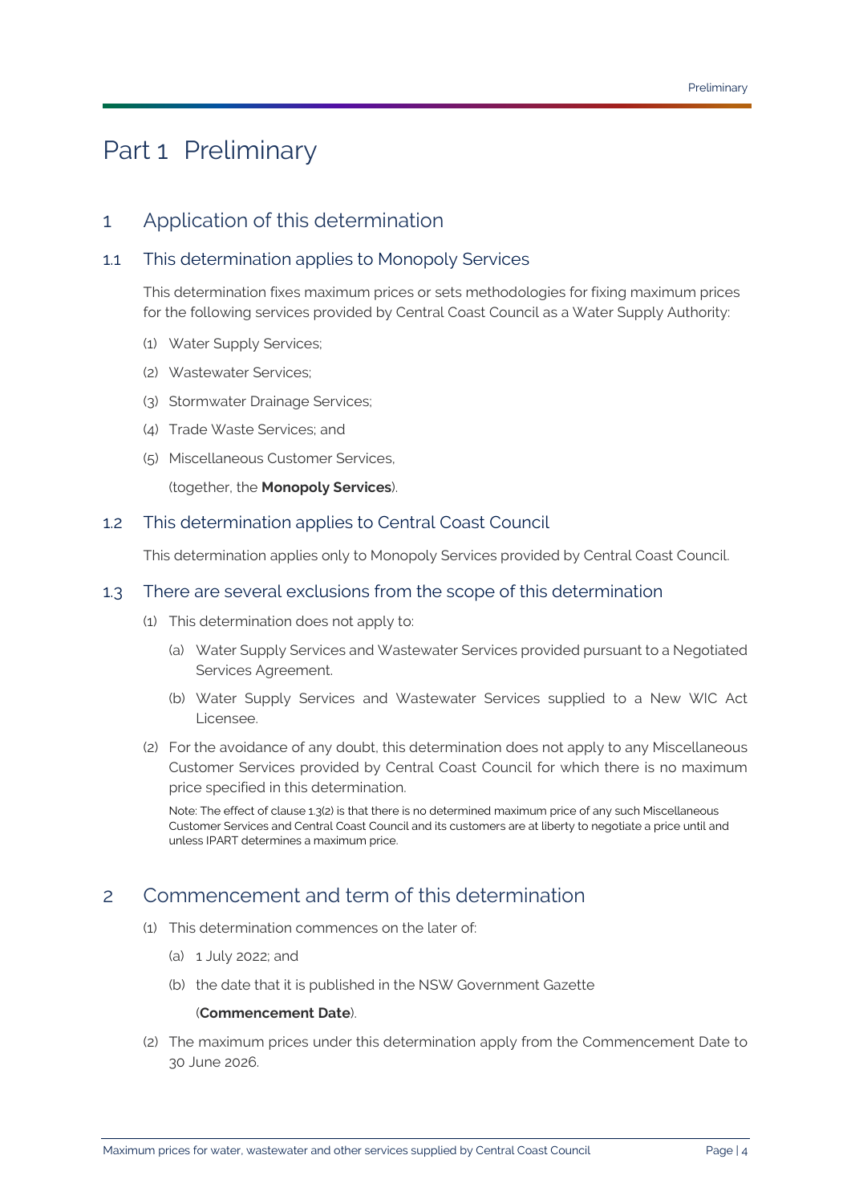# Part 1 Preliminary

## 1 Application of this determination

### 1.1 This determination applies to Monopoly Services

This determination fixes maximum prices or sets methodologies for fixing maximum prices for the following services provided by Central Coast Council as a Water Supply Authority:

(1) Water Supply Services;

(2) Wastewater Services;

(3) Stormwater Drainage Services;

(4) Trade Waste Services; and

(5) Miscellaneous Customer Services,

(together, the **Monopoly Services**).

### 1.2 This determination applies to Central Coast Council

This determination applies only to Monopoly Services provided by Central Coast Council.

### 1.3 There are several exclusions from the scope of this determination

(1) This determination does not apply to:

(a) Water Supply Services and Wastewater Services provided pursuant to a Negotiated Services Agreement.

(b) Water Supply Services and Wastewater Services supplied to a New WIC Act Licensee.

(2) For the avoidance of any doubt, this determination does not apply to any Miscellaneous Customer Services provided by Central Coast Council for which there is no maximum price specified in this determination.

Note: The effect of clause 1.3(2) is that there is no determined maximum price of any such Miscellaneous Customer Services and Central Coast Council and its customers are at liberty to negotiate a price until and unless IPART determines a maximum price.

## 2 Commencement and term of this determination

(1) This determination commences on the later of:

(a) 1 July 2022; and

(b) the date that it is published in the NSW Government Gazette

(**Commencement Date**).

(2) The maximum prices under this determination apply from the Commencement Date to 30 June 2026.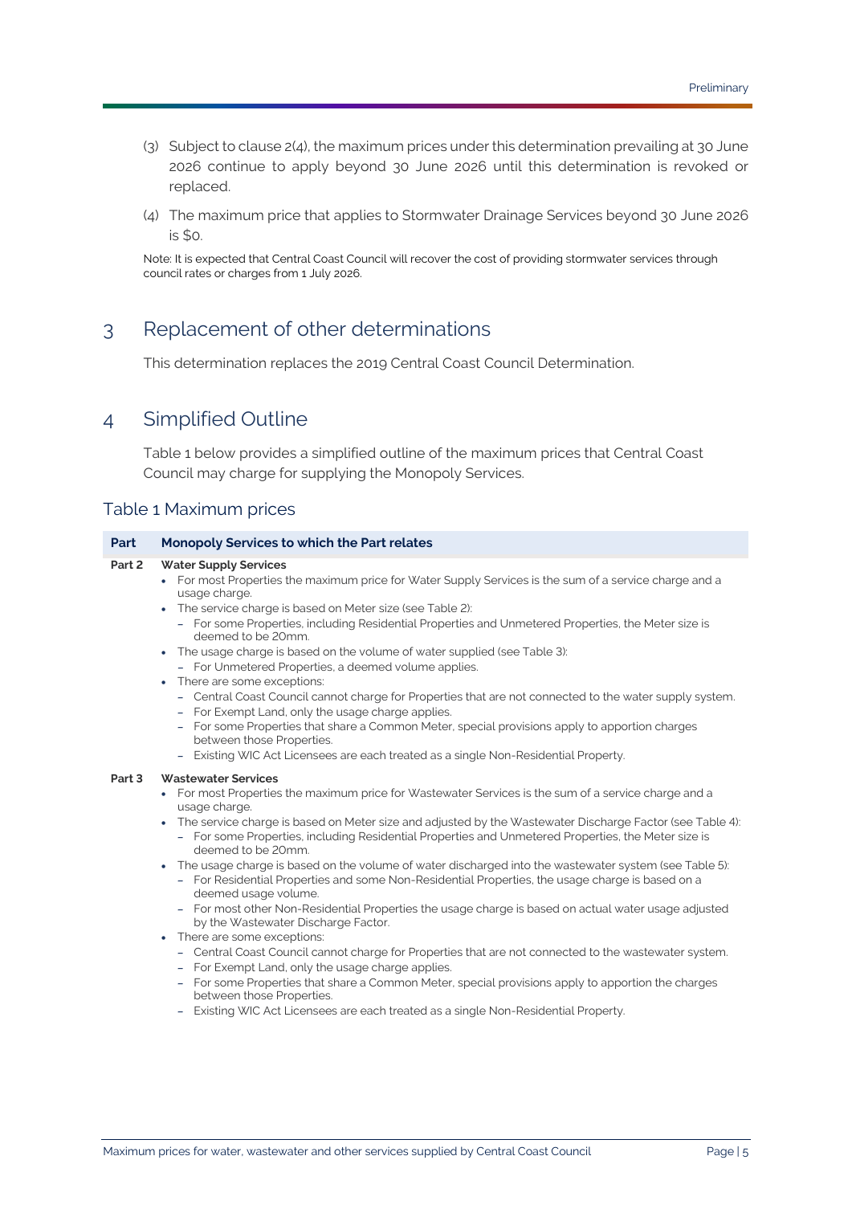(3) Subject to clause 2(4), the maximum prices under this determination prevailing at 30 June 2026 continue to apply beyond 30 June 2026 until this determination is revoked or replaced.

(4) The maximum price that applies to Stormwater Drainage Services beyond 30 June 2026 is $0.

Note: It is expected that Central Coast Council will recover the cost of providing stormwater services through council rates or charges from 1 July 2026.

## 3 Replacement of other determinations

This determination replaces the 2019 Central Coast Council Determination.

## 4 Simplified Outline

Table 1 below provides a simplified outline of the maximum prices that Central Coast Council may charge for supplying the Monopoly Services.

### Table 1 Maximum prices

| Part | Monopoly Services to which the Part relates |
|---|---|
| Part 2 | **Water Supply Services**<br>• For most Properties the maximum price for Water Supply Services is the sum of a service charge and a usage charge.<br>• The service charge is based on Meter size (see Table 2):<br>– For some Properties, including Residential Properties and Unmetered Properties, the Meter size is deemed to be 20mm.<br>• The usage charge is based on the volume of water supplied (see Table 3):<br>– For Unmetered Properties, a deemed volume applies.<br>• There are some exceptions:<br>– Central Coast Council cannot charge for Properties that are not connected to the water supply system.<br>– For Exempt Land, only the usage charge applies.<br>– For some Properties that share a Common Meter, special provisions apply to apportion charges between those Properties.<br>– Existing WIC Act Licensees are each treated as a single Non-Residential Property. |
| Part 3 | **Wastewater Services**<br>• For most Properties the maximum price for Wastewater Services is the sum of a service charge and a usage charge.<br>• The service charge is based on Meter size and adjusted by the Wastewater Discharge Factor (see Table 4):<br>– For some Properties, including Residential Properties and Unmetered Properties, the Meter size is deemed to be 20mm.<br>• The usage charge is based on the volume of water discharged into the wastewater system (see Table 5):<br>– For Residential Properties and some Non-Residential Properties, the usage charge is based on a deemed usage volume.<br>– For most other Non-Residential Properties the usage charge is based on actual water usage adjusted by the Wastewater Discharge Factor.<br>• There are some exceptions:<br>– Central Coast Council cannot charge for Properties that are not connected to the wastewater system.<br>– For Exempt Land, only the usage charge applies.<br>– For some Properties that share a Common Meter, special provisions apply to apportion the charges between those Properties.<br>– Existing WIC Act Licensees are each treated as a single Non-Residential Property. |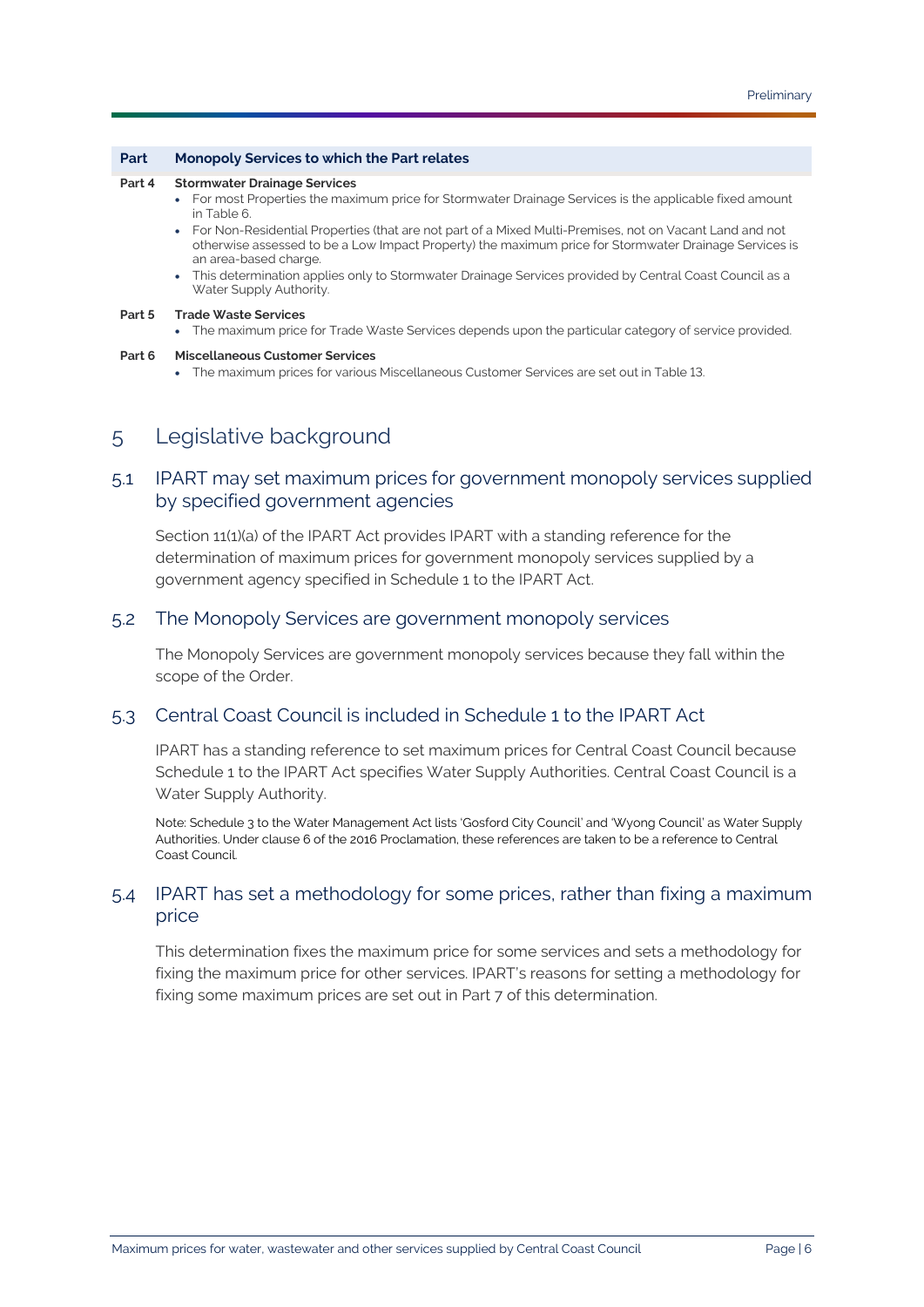| Part | Monopoly Services to which the Part relates |
|---|---|
| Part 4 | **Stormwater Drainage Services**<br>• For most Properties the maximum price for Stormwater Drainage Services is the applicable fixed amount in Table 6.<br>• For Non-Residential Properties (that are not part of a Mixed Multi-Premises, not on Vacant Land and not otherwise assessed to be a Low Impact Property) the maximum price for Stormwater Drainage Services is an area-based charge.<br>• This determination applies only to Stormwater Drainage Services provided by Central Coast Council as a Water Supply Authority. |
| Part 5 | **Trade Waste Services**<br>• The maximum price for Trade Waste Services depends upon the particular category of service provided. |
| Part 6 | **Miscellaneous Customer Services**<br>• The maximum prices for various Miscellaneous Customer Services are set out in Table 13. |

# 5 Legislative background

## 5.1 IPART may set maximum prices for government monopoly services supplied by specified government agencies

Section 11(1)(a) of the IPART Act provides IPART with a standing reference for the determination of maximum prices for government monopoly services supplied by a government agency specified in Schedule 1 to the IPART Act.

## 5.2 The Monopoly Services are government monopoly services

The Monopoly Services are government monopoly services because they fall within the scope of the Order.

## 5.3 Central Coast Council is included in Schedule 1 to the IPART Act

IPART has a standing reference to set maximum prices for Central Coast Council because Schedule 1 to the IPART Act specifies Water Supply Authorities. Central Coast Council is a Water Supply Authority.

Note: Schedule 3 to the Water Management Act lists 'Gosford City Council' and 'Wyong Council' as Water Supply Authorities. Under clause 6 of the 2016 Proclamation, these references are taken to be a reference to Central Coast Council.

## 5.4 IPART has set a methodology for some prices, rather than fixing a maximum price

This determination fixes the maximum price for some services and sets a methodology for fixing the maximum price for other services. IPART's reasons for setting a methodology for fixing some maximum prices are set out in Part 7 of this determination.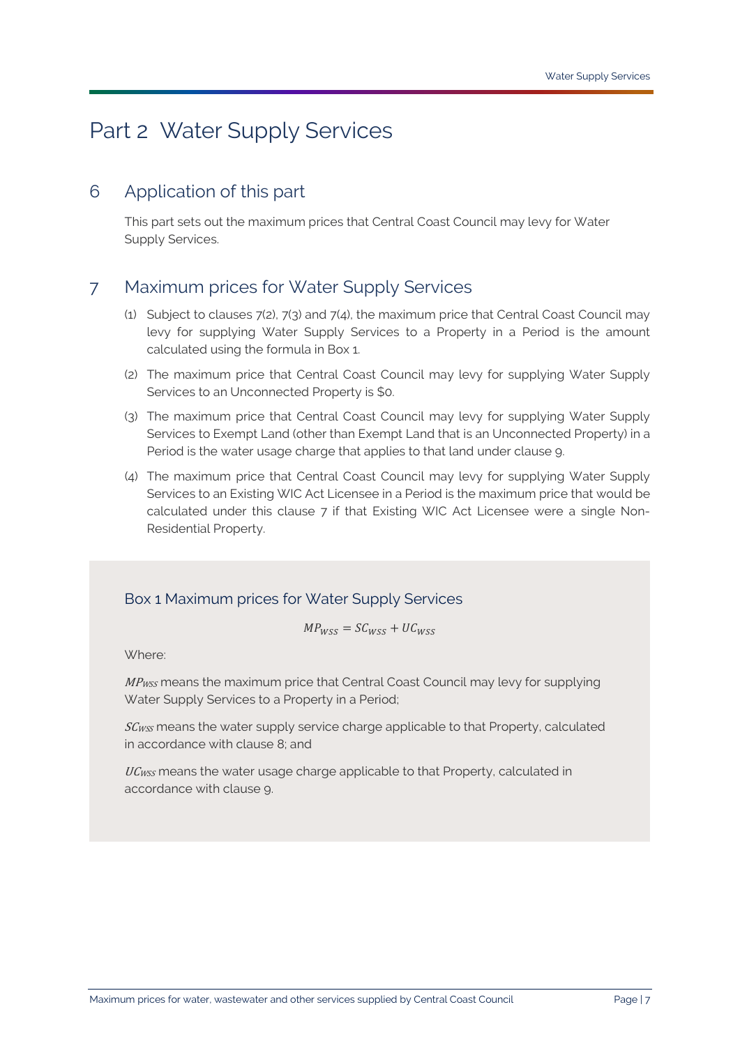# Part 2 Water Supply Services

## 6 Application of this part

This part sets out the maximum prices that Central Coast Council may levy for Water Supply Services.

## 7 Maximum prices for Water Supply Services

(1) Subject to clauses 7(2), 7(3) and 7(4), the maximum price that Central Coast Council may levy for supplying Water Supply Services to a Property in a Period is the amount calculated using the formula in Box 1.

(2) The maximum price that Central Coast Council may levy for supplying Water Supply Services to an Unconnected Property is $0.

(3) The maximum price that Central Coast Council may levy for supplying Water Supply Services to Exempt Land (other than Exempt Land that is an Unconnected Property) in a Period is the water usage charge that applies to that land under clause 9.

(4) The maximum price that Central Coast Council may levy for supplying Water Supply Services to an Existing WIC Act Licensee in a Period is the maximum price that would be calculated under this clause 7 if that Existing WIC Act Licensee were a single Non-Residential Property.

### Box 1 Maximum prices for Water Supply Services

$$MP_{WSS} = SC_{WSS} + UC_{WSS}$$

Where:

$MP_{WSS}$ means the maximum price that Central Coast Council may levy for supplying Water Supply Services to a Property in a Period;

$SC_{WSS}$ means the water supply service charge applicable to that Property, calculated in accordance with clause 8; and

$UC_{WSS}$ means the water usage charge applicable to that Property, calculated in accordance with clause 9.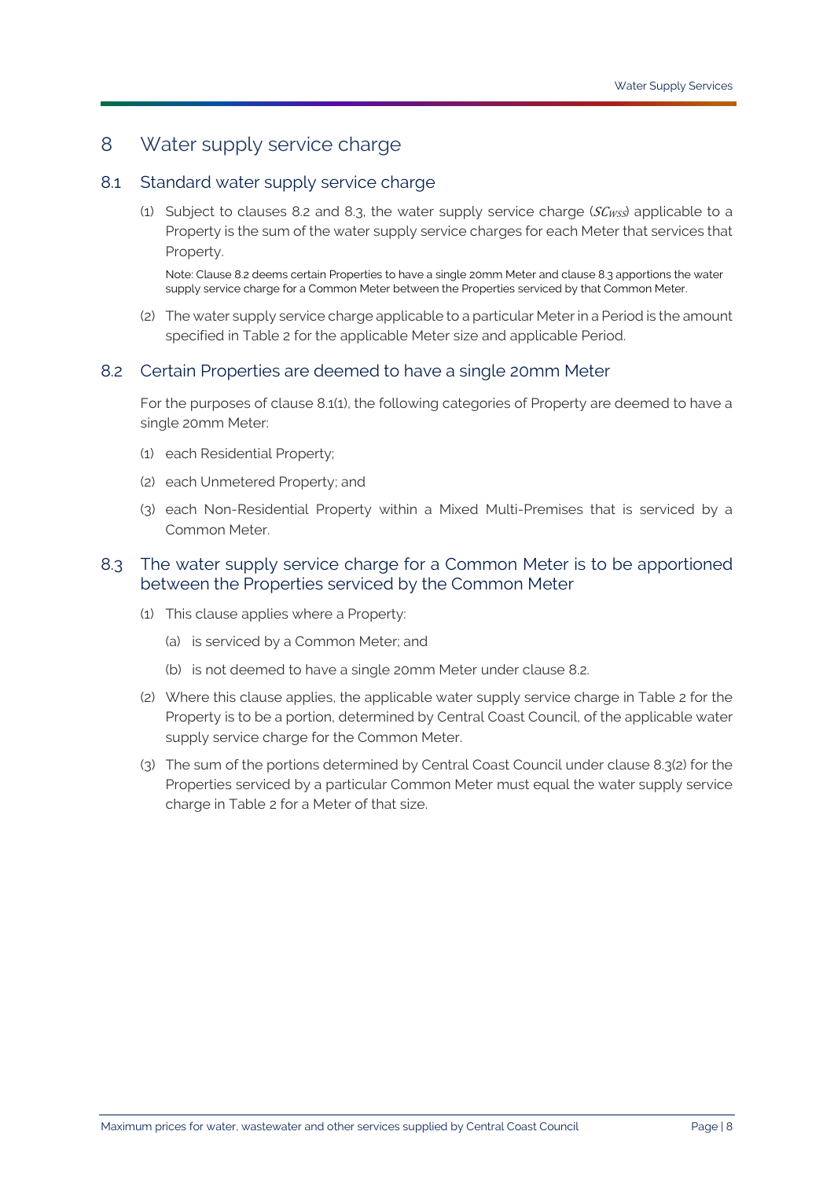# 8 Water supply service charge

## 8.1 Standard water supply service charge

(1) Subject to clauses 8.2 and 8.3, the water supply service charge ($SC_{WSS}$) applicable to a Property is the sum of the water supply service charges for each Meter that services that Property.

Note: Clause 8.2 deems certain Properties to have a single 20mm Meter and clause 8.3 apportions the water supply service charge for a Common Meter between the Properties serviced by that Common Meter.

(2) The water supply service charge applicable to a particular Meter in a Period is the amount specified in Table 2 for the applicable Meter size and applicable Period.

## 8.2 Certain Properties are deemed to have a single 20mm Meter

For the purposes of clause 8.1(1), the following categories of Property are deemed to have a single 20mm Meter:

(1) each Residential Property;

(2) each Unmetered Property; and

(3) each Non-Residential Property within a Mixed Multi-Premises that is serviced by a Common Meter.

## 8.3 The water supply service charge for a Common Meter is to be apportioned between the Properties serviced by the Common Meter

(1) This clause applies where a Property:

(a) is serviced by a Common Meter; and

(b) is not deemed to have a single 20mm Meter under clause 8.2.

(2) Where this clause applies, the applicable water supply service charge in Table 2 for the Property is to be a portion, determined by Central Coast Council, of the applicable water supply service charge for the Common Meter.

(3) The sum of the portions determined by Central Coast Council under clause 8.3(2) for the Properties serviced by a particular Common Meter must equal the water supply service charge in Table 2 for a Meter of that size.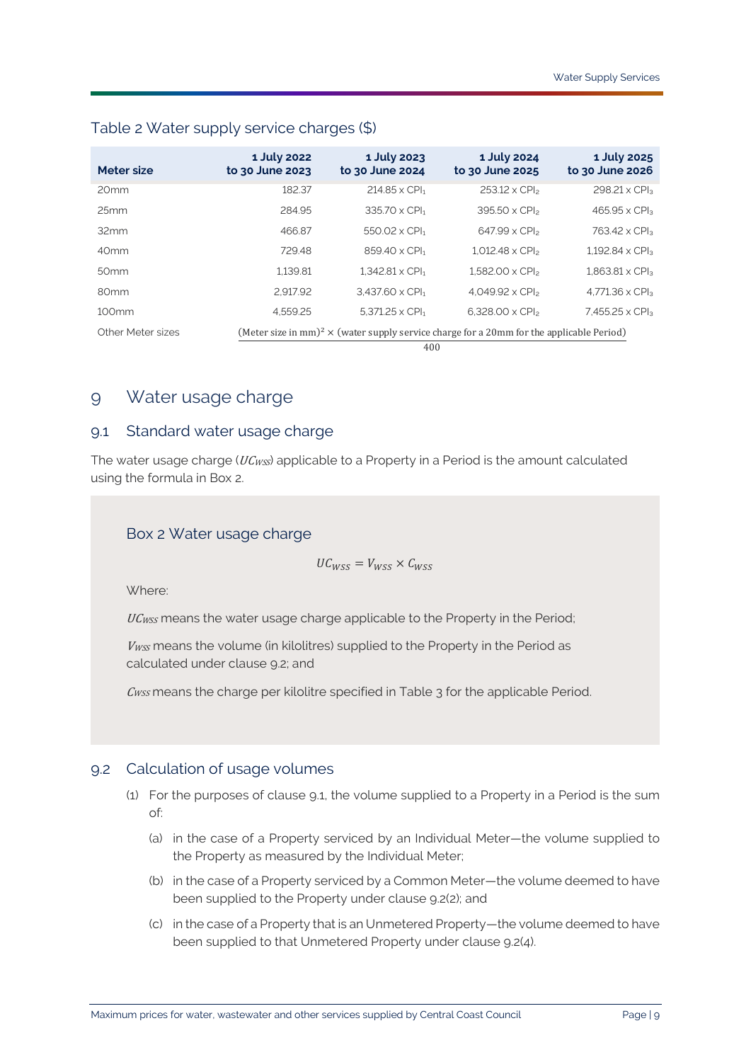Table 2 Water supply service charges ($)

| Meter size | 1 July 2022 to 30 June 2023 | 1 July 2023 to 30 June 2024 | 1 July 2024 to 30 June 2025 | 1 July 2025 to 30 June 2026 |
|---|---|---|---|---|
| 20mm | 182.37 | 214.85 x $CPI_1$ | 253.12 x $CPI_2$ | 298.21 x $CPI_3$ |
| 25mm | 284.95 | 335.70 x $CPI_1$ | 395.50 x $CPI_2$ | 465.95 x $CPI_3$ |
| 32mm | 466.87 | 550.02 x $CPI_1$ | 647.99 x $CPI_2$ | 763.42 x $CPI_3$ |
| 40mm | 729.48 | 859.40 x $CPI_1$ | 1,012.48 x $CPI_2$ | 1,192.84 x $CPI_3$ |
| 50mm | 1,139.81 | 1,342.81 x $CPI_1$ | 1,582.00 x $CPI_2$ | 1,863.81 x $CPI_3$ |
| 80mm | 2,917.92 | 3,437.60 x $CPI_1$ | 4,049.92 x $CPI_2$ | 4,771.36 x $CPI_3$ |
| 100mm | 4,559.25 | 5,371.25 x $CPI_1$ | 6,328.00 x $CPI_2$ | 7,455.25 x $CPI_3$ |
| Other Meter sizes | $\frac{(\text{Meter size in mm})^2 \times (\text{water supply service charge for a 20mm for the applicable Period})}{400}$ | | | |

# 9 Water usage charge

## 9.1 Standard water usage charge

The water usage charge ($UC_{WSS}$) applicable to a Property in a Period is the amount calculated using the formula in Box 2.

### Box 2 Water usage charge

$$UC_{WSS} = V_{WSS} \times C_{WSS}$$

Where:

$UC_{WSS}$ means the water usage charge applicable to the Property in the Period;

$V_{WSS}$ means the volume (in kilolitres) supplied to the Property in the Period as calculated under clause 9.2; and

$C_{WSS}$ means the charge per kilolitre specified in Table 3 for the applicable Period.

## 9.2 Calculation of usage volumes

(1) For the purposes of clause 9.1, the volume supplied to a Property in a Period is the sum of:

(a) in the case of a Property serviced by an Individual Meter—the volume supplied to the Property as measured by the Individual Meter;

(b) in the case of a Property serviced by a Common Meter—the volume deemed to have been supplied to the Property under clause 9.2(2); and

(c) in the case of a Property that is an Unmetered Property—the volume deemed to have been supplied to that Unmetered Property under clause 9.2(4).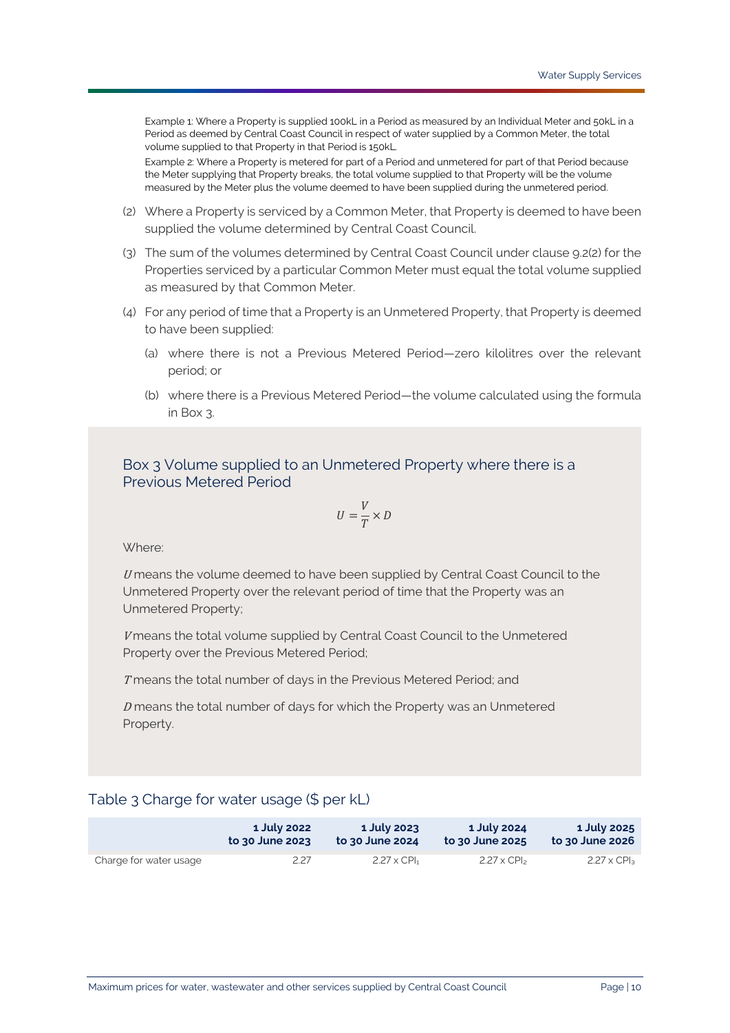Example 1: Where a Property is supplied 100kL in a Period as measured by an Individual Meter and 50kL in a Period as deemed by Central Coast Council in respect of water supplied by a Common Meter, the total volume supplied to that Property in that Period is 150kL.

Example 2: Where a Property is metered for part of a Period and unmetered for part of that Period because the Meter supplying that Property breaks, the total volume supplied to that Property will be the volume measured by the Meter plus the volume deemed to have been supplied during the unmetered period.

(2) Where a Property is serviced by a Common Meter, that Property is deemed to have been supplied the volume determined by Central Coast Council.

(3) The sum of the volumes determined by Central Coast Council under clause 9.2(2) for the Properties serviced by a particular Common Meter must equal the total volume supplied as measured by that Common Meter.

(4) For any period of time that a Property is an Unmetered Property, that Property is deemed to have been supplied:

   (a) where there is not a Previous Metered Period—zero kilolitres over the relevant period; or

   (b) where there is a Previous Metered Period—the volume calculated using the formula in Box 3.

### Box 3 Volume supplied to an Unmetered Property where there is a Previous Metered Period

$$U = \frac{V}{T} \times D$$

Where:

$U$ means the volume deemed to have been supplied by Central Coast Council to the Unmetered Property over the relevant period of time that the Property was an Unmetered Property;

$V$ means the total volume supplied by Central Coast Council to the Unmetered Property over the Previous Metered Period;

$T$ means the total number of days in the Previous Metered Period; and

$D$ means the total number of days for which the Property was an Unmetered Property.

## Table 3 Charge for water usage ($ per kL)

| | 1 July 2022 to 30 June 2023 | 1 July 2023 to 30 June 2024 | 1 July 2024 to 30 June 2025 | 1 July 2025 to 30 June 2026 |
|---|---|---|---|---|
| Charge for water usage | 2.27 | $2.27 \times CPI_1$ | $2.27 \times CPI_2$ | $2.27 \times CPI_3$ |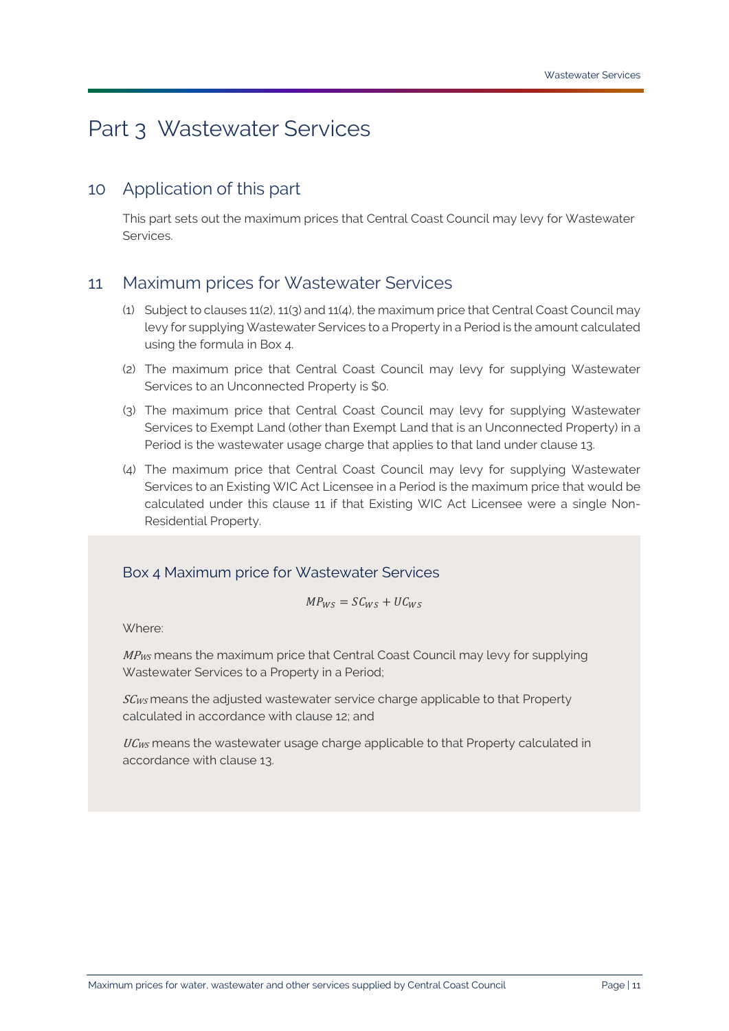# Part 3 Wastewater Services

## 10 Application of this part

This part sets out the maximum prices that Central Coast Council may levy for Wastewater Services.

## 11 Maximum prices for Wastewater Services

(1) Subject to clauses 11(2), 11(3) and 11(4), the maximum price that Central Coast Council may levy for supplying Wastewater Services to a Property in a Period is the amount calculated using the formula in Box 4.

(2) The maximum price that Central Coast Council may levy for supplying Wastewater Services to an Unconnected Property is $0.

(3) The maximum price that Central Coast Council may levy for supplying Wastewater Services to Exempt Land (other than Exempt Land that is an Unconnected Property) in a Period is the wastewater usage charge that applies to that land under clause 13.

(4) The maximum price that Central Coast Council may levy for supplying Wastewater Services to an Existing WIC Act Licensee in a Period is the maximum price that would be calculated under this clause 11 if that Existing WIC Act Licensee were a single Non-Residential Property.

### Box 4 Maximum price for Wastewater Services

$$MP_{WS} = SC_{WS} + UC_{WS}$$

Where:

$MP_{WS}$ means the maximum price that Central Coast Council may levy for supplying Wastewater Services to a Property in a Period;

$SC_{WS}$ means the adjusted wastewater service charge applicable to that Property calculated in accordance with clause 12; and

$UC_{WS}$ means the wastewater usage charge applicable to that Property calculated in accordance with clause 13.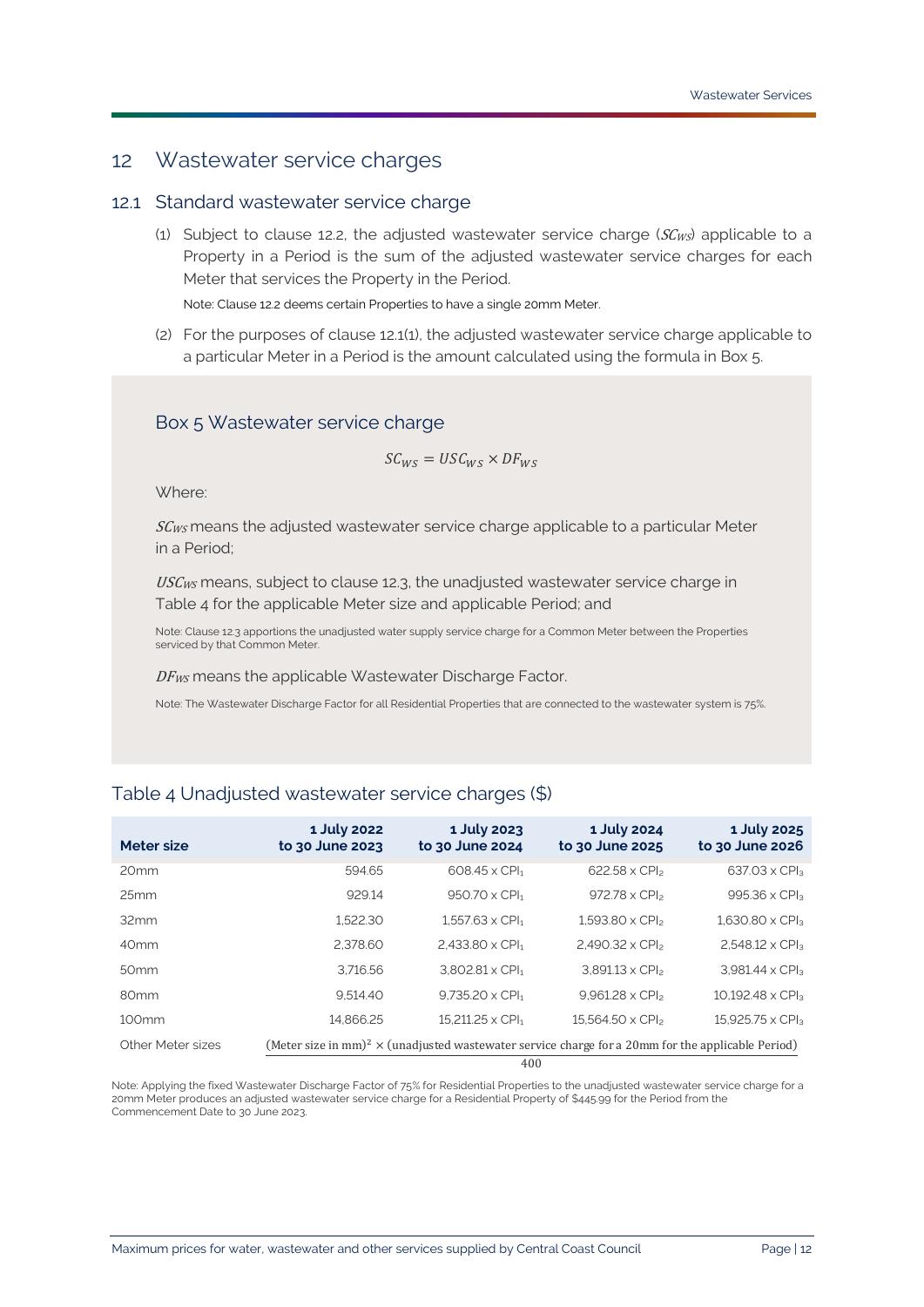# 12 Wastewater service charges

## 12.1 Standard wastewater service charge

(1) Subject to clause 12.2, the adjusted wastewater service charge ($SC_{WS}$) applicable to a Property in a Period is the sum of the adjusted wastewater service charges for each Meter that services the Property in the Period.

Note: Clause 12.2 deems certain Properties to have a single 20mm Meter.

(2) For the purposes of clause 12.1(1), the adjusted wastewater service charge applicable to a particular Meter in a Period is the amount calculated using the formula in Box 5.

### Box 5 Wastewater service charge

$$SC_{WS} = USC_{WS} \times DF_{WS}$$

Where:

$SC_{WS}$ means the adjusted wastewater service charge applicable to a particular Meter in a Period;

$USC_{WS}$ means, subject to clause 12.3, the unadjusted wastewater service charge in Table 4 for the applicable Meter size and applicable Period; and

Note: Clause 12.3 apportions the unadjusted water supply service charge for a Common Meter between the Properties serviced by that Common Meter.

$DF_{WS}$ means the applicable Wastewater Discharge Factor.

Note: The Wastewater Discharge Factor for all Residential Properties that are connected to the wastewater system is 75%.

### Table 4 Unadjusted wastewater service charges ($)

| Meter size | 1 July 2022 to 30 June 2023 | 1 July 2023 to 30 June 2024 | 1 July 2024 to 30 June 2025 | 1 July 2025 to 30 June 2026 |
|---|---|---|---|---|
| 20mm | 594.65 | 608.45 x $CPI_1$ | 622.58 x $CPI_2$ | 637.03 x $CPI_3$ |
| 25mm | 929.14 | 950.70 x $CPI_1$ | 972.78 x $CPI_2$ | 995.36 x $CPI_3$ |
| 32mm | 1,522.30 | 1,557.63 x $CPI_1$ | 1,593.80 x $CPI_2$ | 1,630.80 x $CPI_3$ |
| 40mm | 2,378.60 | 2,433.80 x $CPI_1$ | 2,490.32 x $CPI_2$ | 2,548.12 x $CPI_3$ |
| 50mm | 3,716.56 | 3,802.81 x $CPI_1$ | 3,891.13 x $CPI_2$ | 3,981.44 x $CPI_3$ |
| 80mm | 9,514.40 | 9,735.20 x $CPI_1$ | 9,961.28 x $CPI_2$ | 10,192.48 x $CPI_3$ |
| 100mm | 14,866.25 | 15,211.25 x $CPI_1$ | 15,564.50 x $CPI_2$ | 15,925.75 x $CPI_3$ |
| Other Meter sizes | $\frac{(\text{Meter size in mm})^2 \times (\text{unadjusted wastewater service charge for a 20mm for the applicable Period})}{400}$ | | | |

Note: Applying the fixed Wastewater Discharge Factor of 75% for Residential Properties to the unadjusted wastewater service charge for a 20mm Meter produces an adjusted wastewater service charge for a Residential Property of $445.99 for the Period from the Commencement Date to 30 June 2023.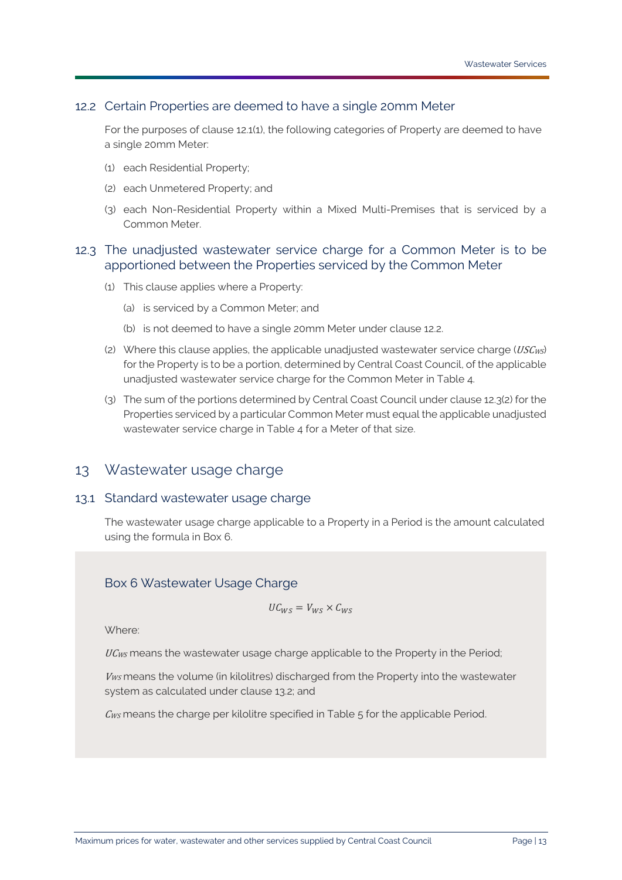### 12.2 Certain Properties are deemed to have a single 20mm Meter

For the purposes of clause 12.1(1), the following categories of Property are deemed to have a single 20mm Meter:

(1) each Residential Property;

(2) each Unmetered Property; and

(3) each Non-Residential Property within a Mixed Multi-Premises that is serviced by a Common Meter.

### 12.3 The unadjusted wastewater service charge for a Common Meter is to be apportioned between the Properties serviced by the Common Meter

(1) This clause applies where a Property:

(a) is serviced by a Common Meter; and

(b) is not deemed to have a single 20mm Meter under clause 12.2.

(2) Where this clause applies, the applicable unadjusted wastewater service charge ($USC_{WS}$) for the Property is to be a portion, determined by Central Coast Council, of the applicable unadjusted wastewater service charge for the Common Meter in Table 4.

(3) The sum of the portions determined by Central Coast Council under clause 12.3(2) for the Properties serviced by a particular Common Meter must equal the applicable unadjusted wastewater service charge in Table 4 for a Meter of that size.

## 13 Wastewater usage charge

### 13.1 Standard wastewater usage charge

The wastewater usage charge applicable to a Property in a Period is the amount calculated using the formula in Box 6.

#### Box 6 Wastewater Usage Charge

$$UC_{WS} = V_{WS} \times C_{WS}$$

Where:

$UC_{WS}$ means the wastewater usage charge applicable to the Property in the Period;

$V_{WS}$ means the volume (in kilolitres) discharged from the Property into the wastewater system as calculated under clause 13.2; and

$C_{WS}$ means the charge per kilolitre specified in Table 5 for the applicable Period.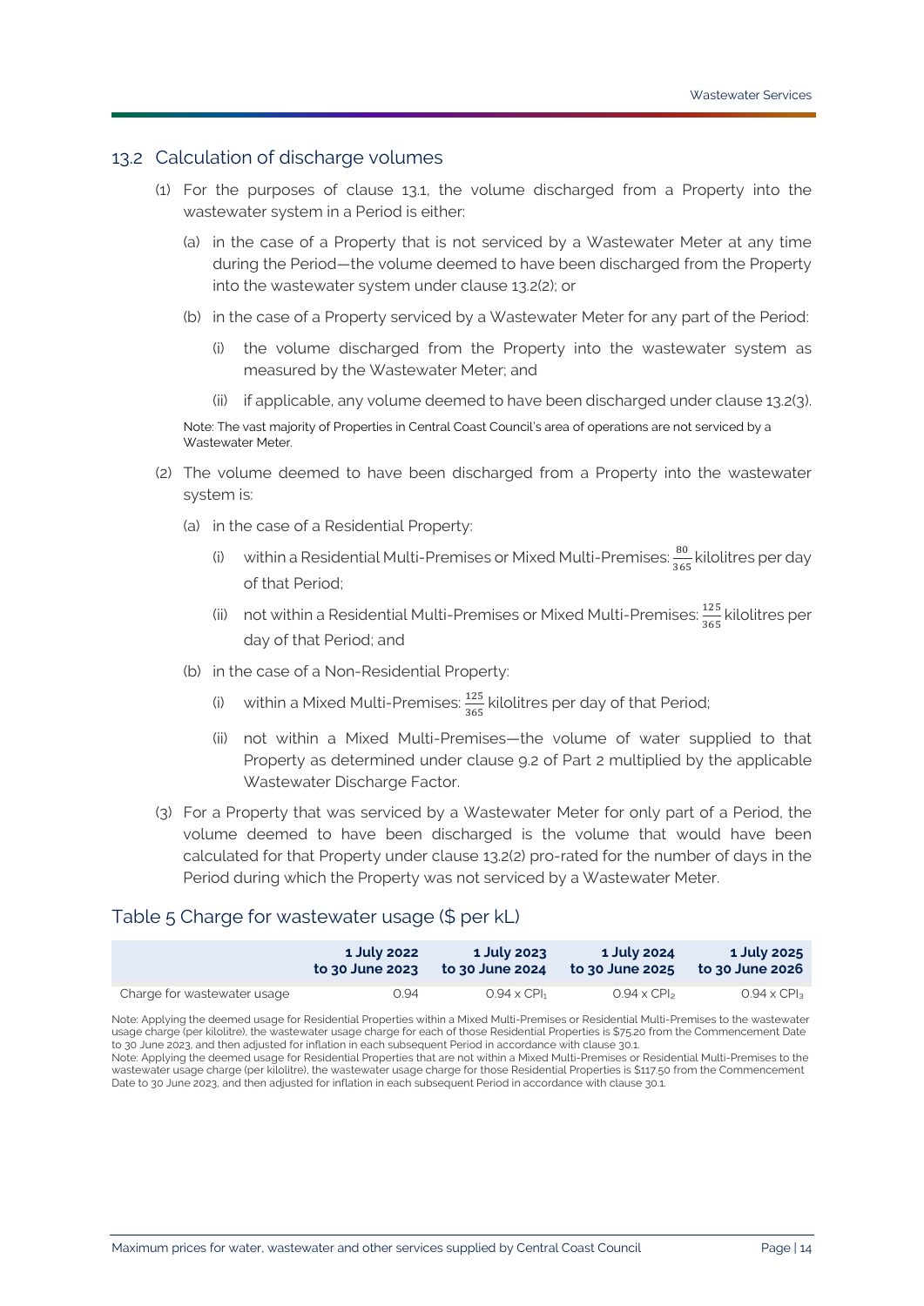## 13.2 Calculation of discharge volumes

(1) For the purposes of clause 13.1, the volume discharged from a Property into the wastewater system in a Period is either:

(a) in the case of a Property that is not serviced by a Wastewater Meter at any time during the Period—the volume deemed to have been discharged from the Property into the wastewater system under clause 13.2(2); or

(b) in the case of a Property serviced by a Wastewater Meter for any part of the Period:

(i) the volume discharged from the Property into the wastewater system as measured by the Wastewater Meter; and

(ii) if applicable, any volume deemed to have been discharged under clause 13.2(3).

Note: The vast majority of Properties in Central Coast Council's area of operations are not serviced by a Wastewater Meter.

(2) The volume deemed to have been discharged from a Property into the wastewater system is:

(a) in the case of a Residential Property:

(i) within a Residential Multi-Premises or Mixed Multi-Premises: $\frac{80}{365}$ kilolitres per day of that Period;

(ii) not within a Residential Multi-Premises or Mixed Multi-Premises: $\frac{125}{365}$ kilolitres per day of that Period; and

(b) in the case of a Non-Residential Property:

(i) within a Mixed Multi-Premises: $\frac{125}{365}$ kilolitres per day of that Period;

(ii) not within a Mixed Multi-Premises—the volume of water supplied to that Property as determined under clause 9.2 of Part 2 multiplied by the applicable Wastewater Discharge Factor.

(3) For a Property that was serviced by a Wastewater Meter for only part of a Period, the volume deemed to have been discharged is the volume that would have been calculated for that Property under clause 13.2(2) pro-rated for the number of days in the Period during which the Property was not serviced by a Wastewater Meter.

## Table 5 Charge for wastewater usage ($ per kL)

| | 1 July 2022 to 30 June 2023 | 1 July 2023 to 30 June 2024 | 1 July 2024 to 30 June 2025 | 1 July 2025 to 30 June 2026 |
|---|---|---|---|---|
| Charge for wastewater usage | 0.94 | $0.94 \times CPI_1$ | $0.94 \times CPI_2$ | $0.94 \times CPI_3$ |

Note: Applying the deemed usage for Residential Properties within a Mixed Multi-Premises or Residential Multi-Premises to the wastewater usage charge (per kilolitre), the wastewater usage charge for each of those Residential Properties is $75.20 from the Commencement Date to 30 June 2023, and then adjusted for inflation in each subsequent Period in accordance with clause 30.1.

Note: Applying the deemed usage for Residential Properties that are not within a Mixed Multi-Premises or Residential Multi-Premises to the wastewater usage charge (per kilolitre), the wastewater usage charge for those Residential Properties is $117.50 from the Commencement Date to 30 June 2023, and then adjusted for inflation in each subsequent Period in accordance with clause 30.1.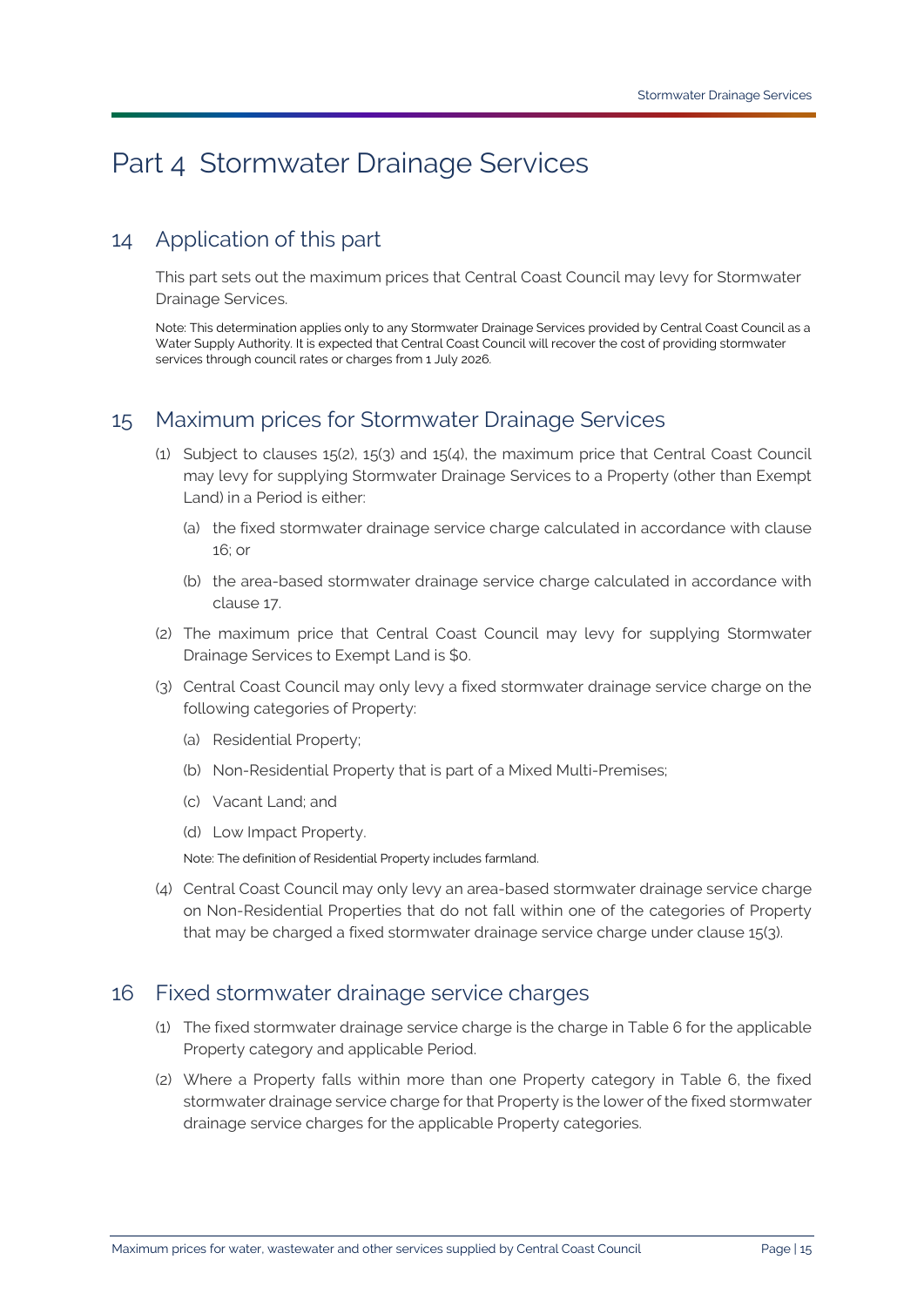# Part 4 Stormwater Drainage Services

## 14 Application of this part

This part sets out the maximum prices that Central Coast Council may levy for Stormwater Drainage Services.

Note: This determination applies only to any Stormwater Drainage Services provided by Central Coast Council as a Water Supply Authority. It is expected that Central Coast Council will recover the cost of providing stormwater services through council rates or charges from 1 July 2026.

## 15 Maximum prices for Stormwater Drainage Services

(1) Subject to clauses 15(2), 15(3) and 15(4), the maximum price that Central Coast Council may levy for supplying Stormwater Drainage Services to a Property (other than Exempt Land) in a Period is either:

(a) the fixed stormwater drainage service charge calculated in accordance with clause 16; or

(b) the area-based stormwater drainage service charge calculated in accordance with clause 17.

(2) The maximum price that Central Coast Council may levy for supplying Stormwater Drainage Services to Exempt Land is $0.

(3) Central Coast Council may only levy a fixed stormwater drainage service charge on the following categories of Property:

(a) Residential Property;

(b) Non-Residential Property that is part of a Mixed Multi-Premises;

(c) Vacant Land; and

(d) Low Impact Property.

Note: The definition of Residential Property includes farmland.

(4) Central Coast Council may only levy an area-based stormwater drainage service charge on Non-Residential Properties that do not fall within one of the categories of Property that may be charged a fixed stormwater drainage service charge under clause 15(3).

## 16 Fixed stormwater drainage service charges

(1) The fixed stormwater drainage service charge is the charge in Table 6 for the applicable Property category and applicable Period.

(2) Where a Property falls within more than one Property category in Table 6, the fixed stormwater drainage service charge for that Property is the lower of the fixed stormwater drainage service charges for the applicable Property categories.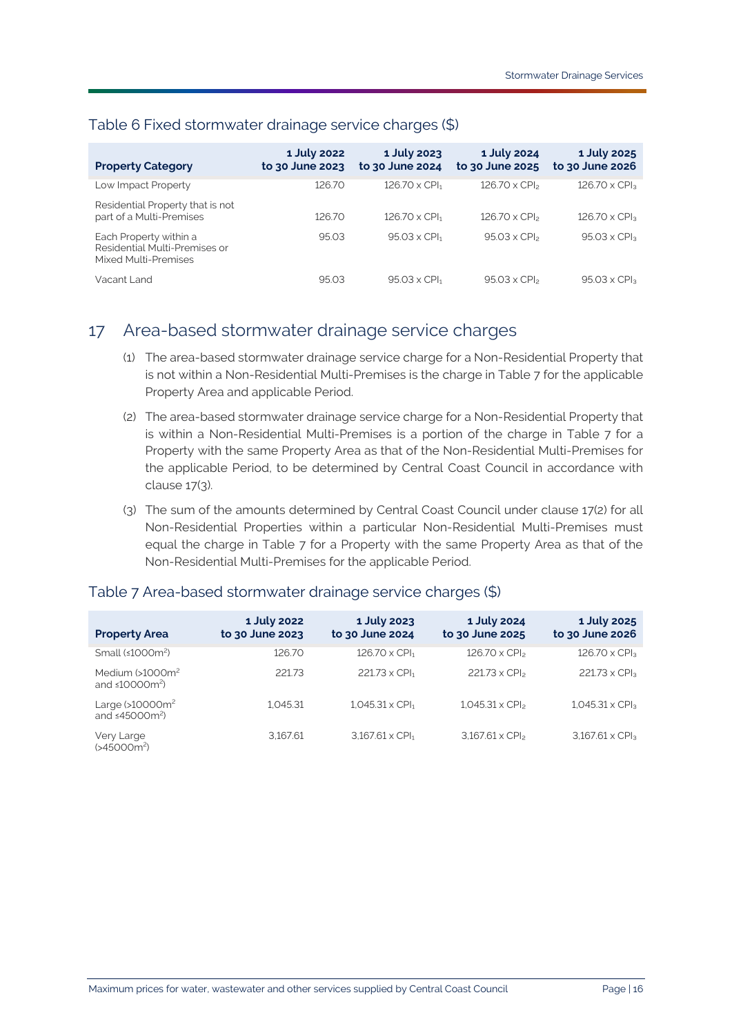## Table 6 Fixed stormwater drainage service charges ($)

| Property Category | 1 July 2022 to 30 June 2023 | 1 July 2023 to 30 June 2024 | 1 July 2024 to 30 June 2025 | 1 July 2025 to 30 June 2026 |
|---|---|---|---|---|
| Low Impact Property | 126.70 | 126.70 x $CPI_1$ | 126.70 x $CPI_2$ | 126.70 x $CPI_3$ |
| Residential Property that is not part of a Multi-Premises | 126.70 | 126.70 x $CPI_1$ | 126.70 x $CPI_2$ | 126.70 x $CPI_3$ |
| Each Property within a Residential Multi-Premises or Mixed Multi-Premises | 95.03 | 95.03 x $CPI_1$ | 95.03 x $CPI_2$ | 95.03 x $CPI_3$ |
| Vacant Land | 95.03 | 95.03 x $CPI_1$ | 95.03 x $CPI_2$ | 95.03 x $CPI_3$ |

## 17 Area-based stormwater drainage service charges

(1) The area-based stormwater drainage service charge for a Non-Residential Property that is not within a Non-Residential Multi-Premises is the charge in Table 7 for the applicable Property Area and applicable Period.

(2) The area-based stormwater drainage service charge for a Non-Residential Property that is within a Non-Residential Multi-Premises is a portion of the charge in Table 7 for a Property with the same Property Area as that of the Non-Residential Multi-Premises for the applicable Period, to be determined by Central Coast Council in accordance with clause 17(3).

(3) The sum of the amounts determined by Central Coast Council under clause 17(2) for all Non-Residential Properties within a particular Non-Residential Multi-Premises must equal the charge in Table 7 for a Property with the same Property Area as that of the Non-Residential Multi-Premises for the applicable Period.

## Table 7 Area-based stormwater drainage service charges ($)

| Property Area | 1 July 2022 to 30 June 2023 | 1 July 2023 to 30 June 2024 | 1 July 2024 to 30 June 2025 | 1 July 2025 to 30 June 2026 |
|---|---|---|---|---|
| Small (≤1000$m^2$) | 126.70 | 126.70 x $CPI_1$ | 126.70 x $CPI_2$ | 126.70 x $CPI_3$ |
| Medium (>1000$m^2$ and ≤10000$m^2$) | 221.73 | 221.73 x $CPI_1$ | 221.73 x $CPI_2$ | 221.73 x $CPI_3$ |
| Large (>10000$m^2$ and ≤45000$m^2$) | 1,045.31 | 1,045.31 x $CPI_1$ | 1,045.31 x $CPI_2$ | 1,045.31 x $CPI_3$ |
| Very Large (>45000$m^2$) | 3,167.61 | 3,167.61 x $CPI_1$ | 3,167.61 x $CPI_2$ | 3,167.61 x $CPI_3$ |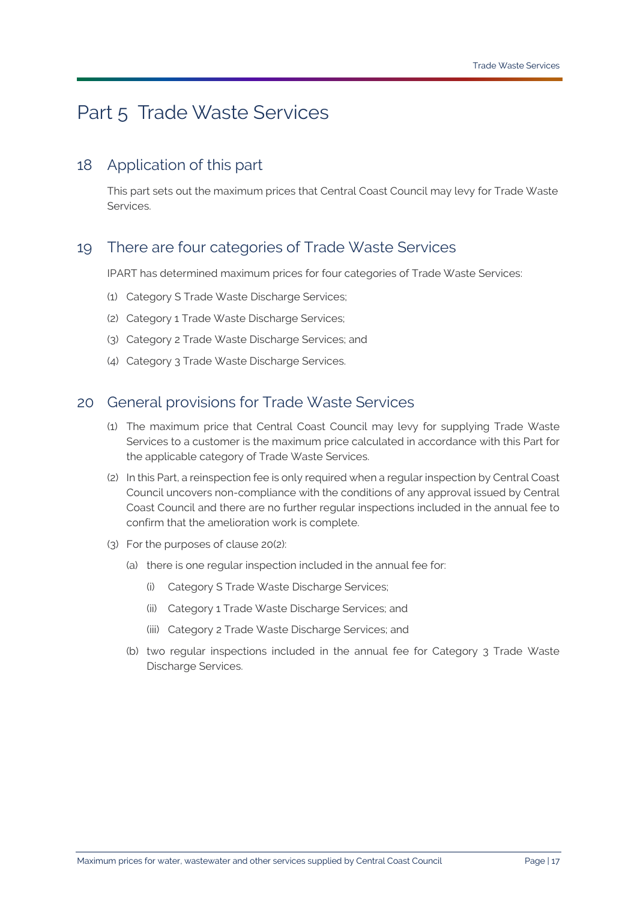# Part 5 Trade Waste Services

## 18 Application of this part

This part sets out the maximum prices that Central Coast Council may levy for Trade Waste Services.

## 19 There are four categories of Trade Waste Services

IPART has determined maximum prices for four categories of Trade Waste Services:

(1) Category S Trade Waste Discharge Services;

(2) Category 1 Trade Waste Discharge Services;

(3) Category 2 Trade Waste Discharge Services; and

(4) Category 3 Trade Waste Discharge Services.

## 20 General provisions for Trade Waste Services

(1) The maximum price that Central Coast Council may levy for supplying Trade Waste Services to a customer is the maximum price calculated in accordance with this Part for the applicable category of Trade Waste Services.

(2) In this Part, a reinspection fee is only required when a regular inspection by Central Coast Council uncovers non-compliance with the conditions of any approval issued by Central Coast Council and there are no further regular inspections included in the annual fee to confirm that the amelioration work is complete.

(3) For the purposes of clause 20(2):

(a) there is one regular inspection included in the annual fee for:

(i) Category S Trade Waste Discharge Services;

(ii) Category 1 Trade Waste Discharge Services; and

(iii) Category 2 Trade Waste Discharge Services; and

(b) two regular inspections included in the annual fee for Category 3 Trade Waste Discharge Services.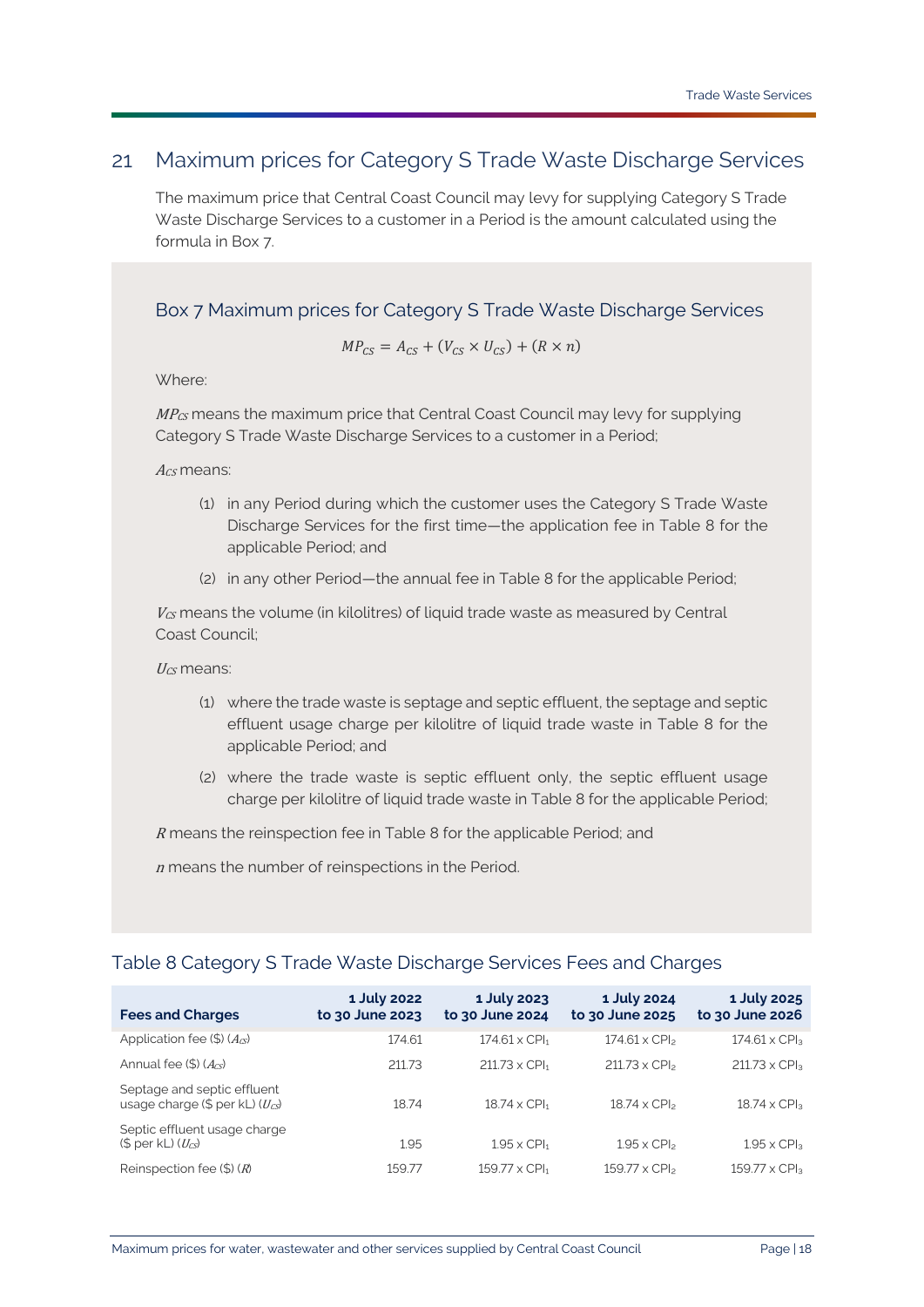## 21 Maximum prices for Category S Trade Waste Discharge Services

The maximum price that Central Coast Council may levy for supplying Category S Trade Waste Discharge Services to a customer in a Period is the amount calculated using the formula in Box 7.

### Box 7 Maximum prices for Category S Trade Waste Discharge Services

$$MP_{CS} = A_{CS} + (V_{CS} \times U_{CS}) + (R \times n)$$

Where:

$MP_{CS}$ means the maximum price that Central Coast Council may levy for supplying Category S Trade Waste Discharge Services to a customer in a Period;

$A_{CS}$ means:

(1) in any Period during which the customer uses the Category S Trade Waste Discharge Services for the first time—the application fee in Table 8 for the applicable Period; and

(2) in any other Period—the annual fee in Table 8 for the applicable Period;

$V_{CS}$ means the volume (in kilolitres) of liquid trade waste as measured by Central Coast Council;

$U_{CS}$ means:

(1) where the trade waste is septage and septic effluent, the septage and septic effluent usage charge per kilolitre of liquid trade waste in Table 8 for the applicable Period; and

(2) where the trade waste is septic effluent only, the septic effluent usage charge per kilolitre of liquid trade waste in Table 8 for the applicable Period;

$R$ means the reinspection fee in Table 8 for the applicable Period; and

$n$ means the number of reinspections in the Period.

### Table 8 Category S Trade Waste Discharge Services Fees and Charges

| Fees and Charges | 1 July 2022 to 30 June 2023 | 1 July 2023 to 30 June 2024 | 1 July 2024 to 30 June 2025 | 1 July 2025 to 30 June 2026 |
|---|---|---|---|---|
| Application fee ($) ($A_{CS}$) | 174.61 | 174.61 x $CPI_1$ | 174.61 x $CPI_2$ | 174.61 x $CPI_3$ |
| Annual fee ($) ($A_{CS}$) | 211.73 | 211.73 x $CPI_1$ | 211.73 x $CPI_2$ | 211.73 x $CPI_3$ |
| Septage and septic effluent usage charge ($ per kL) ($U_{CS}$) | 18.74 | 18.74 x $CPI_1$ | 18.74 x $CPI_2$ | 18.74 x $CPI_3$ |
| Septic effluent usage charge ($ per kL) ($U_{CS}$) | 1.95 | 1.95 x $CPI_1$ | 1.95 x $CPI_2$ | 1.95 x $CPI_3$ |
| Reinspection fee ($) ($R$) | 159.77 | 159.77 x $CPI_1$ | 159.77 x $CPI_2$ | 159.77 x $CPI_3$ |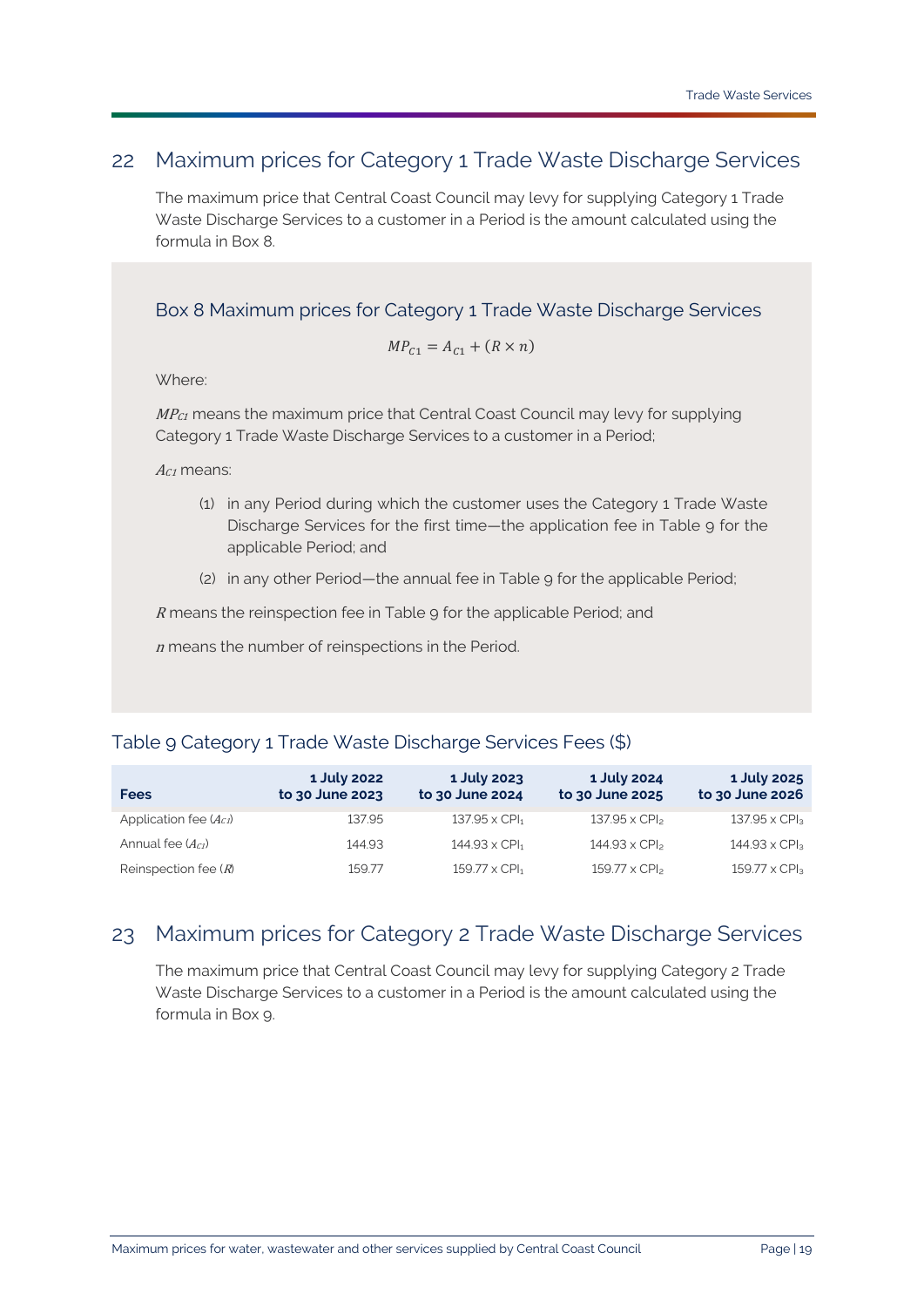## 22 Maximum prices for Category 1 Trade Waste Discharge Services

The maximum price that Central Coast Council may levy for supplying Category 1 Trade Waste Discharge Services to a customer in a Period is the amount calculated using the formula in Box 8.

### Box 8 Maximum prices for Category 1 Trade Waste Discharge Services

$$MP_{C1} = A_{C1} + (R \times n)$$

Where:

$MP_{C1}$ means the maximum price that Central Coast Council may levy for supplying Category 1 Trade Waste Discharge Services to a customer in a Period;

$A_{C1}$ means:

(1) in any Period during which the customer uses the Category 1 Trade Waste Discharge Services for the first time—the application fee in Table 9 for the applicable Period; and

(2) in any other Period—the annual fee in Table 9 for the applicable Period;

$R$ means the reinspection fee in Table 9 for the applicable Period; and

$n$ means the number of reinspections in the Period.

### Table 9 Category 1 Trade Waste Discharge Services Fees ($)

| Fees | 1 July 2022 to 30 June 2023 | 1 July 2023 to 30 June 2024 | 1 July 2024 to 30 June 2025 | 1 July 2025 to 30 June 2026 |
|---|---|---|---|---|
| Application fee ($A_{C1}$) | 137.95 | 137.95 x $CPI_1$ | 137.95 x $CPI_2$ | 137.95 x $CPI_3$ |
| Annual fee ($A_{C1}$) | 144.93 | 144.93 x $CPI_1$ | 144.93 x $CPI_2$ | 144.93 x $CPI_3$ |
| Reinspection fee ($R$) | 159.77 | 159.77 x $CPI_1$ | 159.77 x $CPI_2$ | 159.77 x $CPI_3$ |

## 23 Maximum prices for Category 2 Trade Waste Discharge Services

The maximum price that Central Coast Council may levy for supplying Category 2 Trade Waste Discharge Services to a customer in a Period is the amount calculated using the formula in Box 9.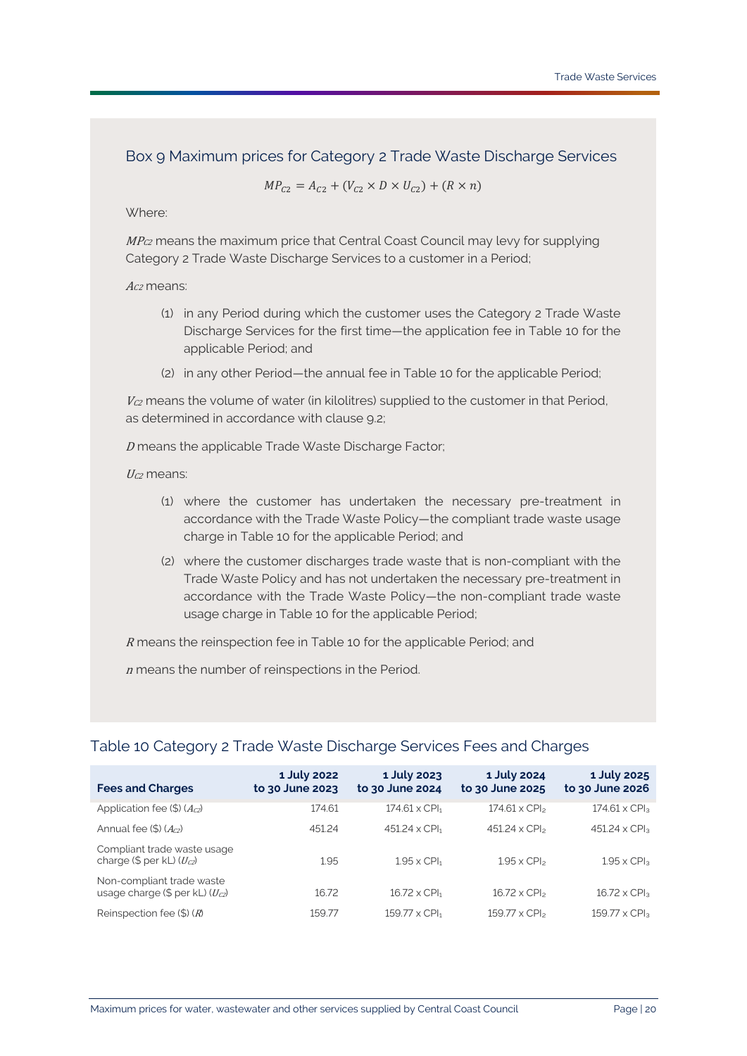## Box 9 Maximum prices for Category 2 Trade Waste Discharge Services

$$MP_{C2} = A_{C2} + (V_{C2} \times D \times U_{C2}) + (R \times n)$$

Where:

$MP_{C2}$ means the maximum price that Central Coast Council may levy for supplying Category 2 Trade Waste Discharge Services to a customer in a Period;

$A_{C2}$ means:

(1) in any Period during which the customer uses the Category 2 Trade Waste Discharge Services for the first time—the application fee in Table 10 for the applicable Period; and

(2) in any other Period—the annual fee in Table 10 for the applicable Period;

$V_{C2}$ means the volume of water (in kilolitres) supplied to the customer in that Period, as determined in accordance with clause 9.2;

$D$ means the applicable Trade Waste Discharge Factor;

$U_{C2}$ means:

(1) where the customer has undertaken the necessary pre-treatment in accordance with the Trade Waste Policy—the compliant trade waste usage charge in Table 10 for the applicable Period; and

(2) where the customer discharges trade waste that is non-compliant with the Trade Waste Policy and has not undertaken the necessary pre-treatment in accordance with the Trade Waste Policy—the non-compliant trade waste usage charge in Table 10 for the applicable Period;

$R$ means the reinspection fee in Table 10 for the applicable Period; and

$n$ means the number of reinspections in the Period.

## Table 10 Category 2 Trade Waste Discharge Services Fees and Charges

| Fees and Charges | 1 July 2022 to 30 June 2023 | 1 July 2023 to 30 June 2024 | 1 July 2024 to 30 June 2025 | 1 July 2025 to 30 June 2026 |
|---|---|---|---|---|
| Application fee ($) ($A_{C2}$) | 174.61 | 174.61 x $CPI_1$ | 174.61 x $CPI_2$ | 174.61 x $CPI_3$ |
| Annual fee ($) ($A_{C2}$) | 451.24 | 451.24 x $CPI_1$ | 451.24 x $CPI_2$ | 451.24 x $CPI_3$ |
| Compliant trade waste usage charge ($ per kL) ($U_{C2}$) | 1.95 | 1.95 x $CPI_1$ | 1.95 x $CPI_2$ | 1.95 x $CPI_3$ |
| Non-compliant trade waste usage charge ($ per kL) ($U_{C2}$) | 16.72 | 16.72 x $CPI_1$ | 16.72 x $CPI_2$ | 16.72 x $CPI_3$ |
| Reinspection fee ($) ($R$) | 159.77 | 159.77 x $CPI_1$ | 159.77 x $CPI_2$ | 159.77 x $CPI_3$ |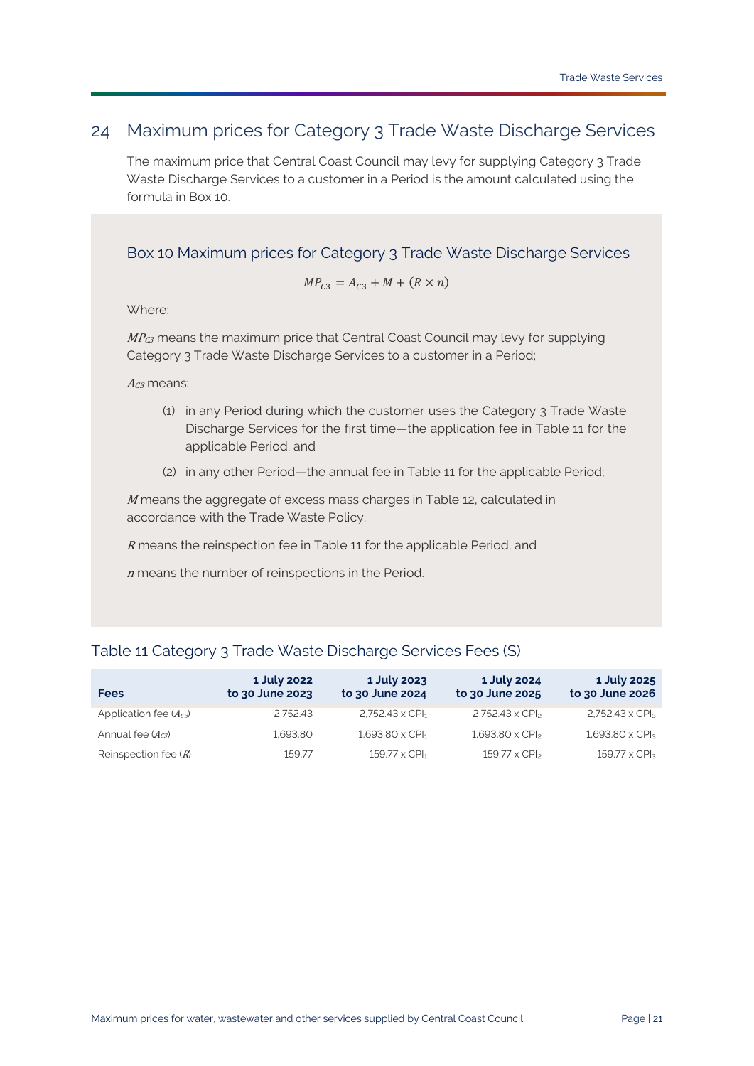## 24 Maximum prices for Category 3 Trade Waste Discharge Services

The maximum price that Central Coast Council may levy for supplying Category 3 Trade Waste Discharge Services to a customer in a Period is the amount calculated using the formula in Box 10.

### Box 10 Maximum prices for Category 3 Trade Waste Discharge Services

$$MP_{C3} = A_{C3} + M + (R \times n)$$

Where:

$MP_{C3}$ means the maximum price that Central Coast Council may levy for supplying Category 3 Trade Waste Discharge Services to a customer in a Period;

$A_{C3}$ means:

(1) in any Period during which the customer uses the Category 3 Trade Waste Discharge Services for the first time—the application fee in Table 11 for the applicable Period; and

(2) in any other Period—the annual fee in Table 11 for the applicable Period;

$M$ means the aggregate of excess mass charges in Table 12, calculated in accordance with the Trade Waste Policy;

$R$ means the reinspection fee in Table 11 for the applicable Period; and

$n$ means the number of reinspections in the Period.

### Table 11 Category 3 Trade Waste Discharge Services Fees ($)

| Fees | 1 July 2022 to 30 June 2023 | 1 July 2023 to 30 June 2024 | 1 July 2024 to 30 June 2025 | 1 July 2025 to 30 June 2026 |
|---|---|---|---|---|
| Application fee ($A_{C3}$) | 2,752.43 | 2,752.43 x $CPI_1$ | 2,752.43 x $CPI_2$ | 2,752.43 x $CPI_3$ |
| Annual fee ($A_{C3}$) | 1,693.80 | 1,693.80 x $CPI_1$ | 1,693.80 x $CPI_2$ | 1,693.80 x $CPI_3$ |
| Reinspection fee ($R$) | 159.77 | 159.77 x $CPI_1$ | 159.77 x $CPI_2$ | 159.77 x $CPI_3$ |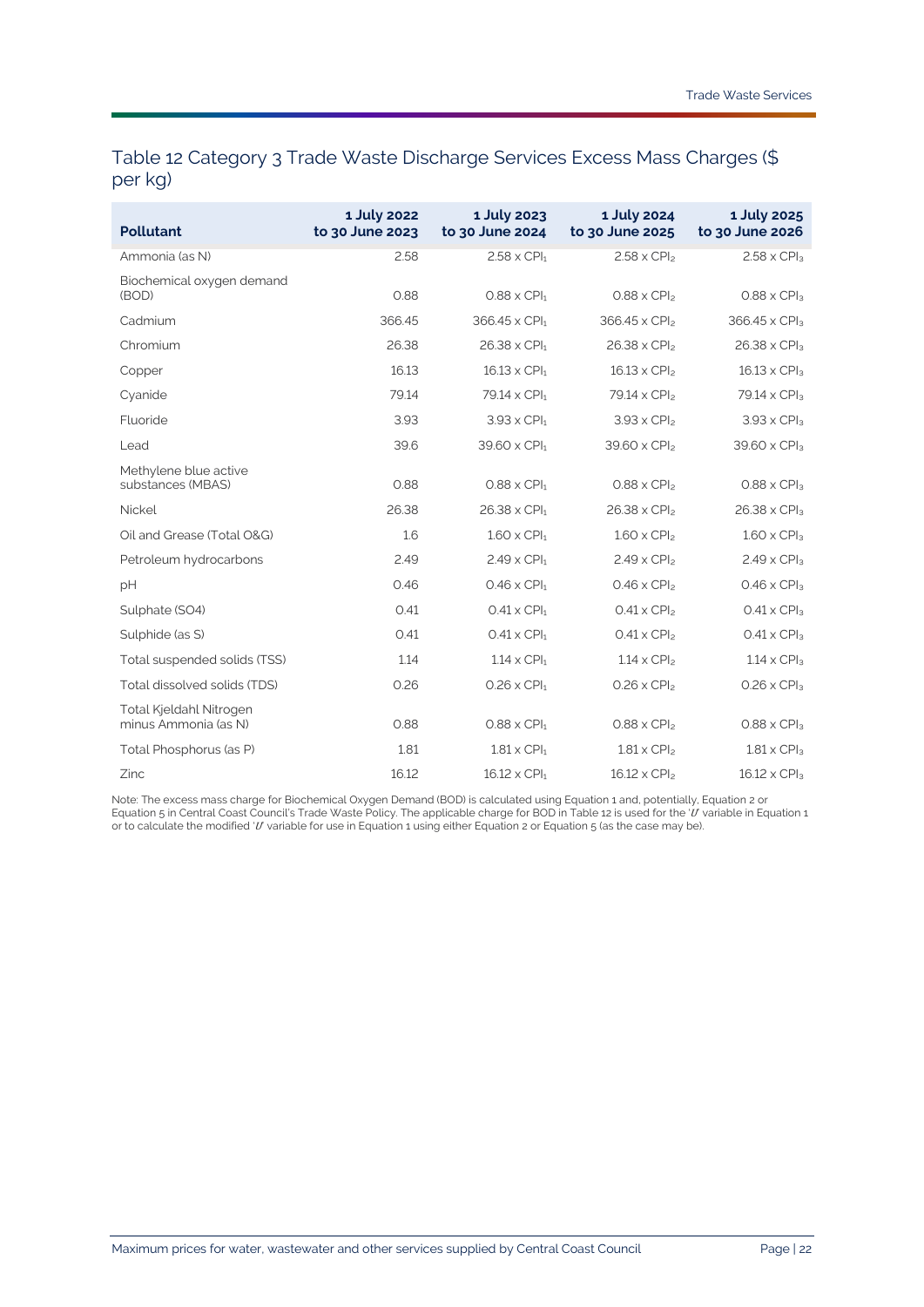## Table 12 Category 3 Trade Waste Discharge Services Excess Mass Charges ($ per kg)

| Pollutant | 1 July 2022 to 30 June 2023 | 1 July 2023 to 30 June 2024 | 1 July 2024 to 30 June 2025 | 1 July 2025 to 30 June 2026 |
|---|---|---|---|---|
| Ammonia (as N) | 2.58 | $2.58 \times CPI_1$ | $2.58 \times CPI_2$ | $2.58 \times CPI_3$ |
| Biochemical oxygen demand (BOD) | 0.88 | $0.88 \times CPI_1$ | $0.88 \times CPI_2$ | $0.88 \times CPI_3$ |
| Cadmium | 366.45 | $366.45 \times CPI_1$ | $366.45 \times CPI_2$ | $366.45 \times CPI_3$ |
| Chromium | 26.38 | $26.38 \times CPI_1$ | $26.38 \times CPI_2$ | $26.38 \times CPI_3$ |
| Copper | 16.13 | $16.13 \times CPI_1$ | $16.13 \times CPI_2$ | $16.13 \times CPI_3$ |
| Cyanide | 79.14 | $79.14 \times CPI_1$ | $79.14 \times CPI_2$ | $79.14 \times CPI_3$ |
| Fluoride | 3.93 | $3.93 \times CPI_1$ | $3.93 \times CPI_2$ | $3.93 \times CPI_3$ |
| Lead | 39.6 | $39.60 \times CPI_1$ | $39.60 \times CPI_2$ | $39.60 \times CPI_3$ |
| Methylene blue active substances (MBAS) | 0.88 | $0.88 \times CPI_1$ | $0.88 \times CPI_2$ | $0.88 \times CPI_3$ |
| Nickel | 26.38 | $26.38 \times CPI_1$ | $26.38 \times CPI_2$ | $26.38 \times CPI_3$ |
| Oil and Grease (Total O&G) | 1.6 | $1.60 \times CPI_1$ | $1.60 \times CPI_2$ | $1.60 \times CPI_3$ |
| Petroleum hydrocarbons | 2.49 | $2.49 \times CPI_1$ | $2.49 \times CPI_2$ | $2.49 \times CPI_3$ |
| pH | 0.46 | $0.46 \times CPI_1$ | $0.46 \times CPI_2$ | $0.46 \times CPI_3$ |
| Sulphate (SO4) | 0.41 | $0.41 \times CPI_1$ | $0.41 \times CPI_2$ | $0.41 \times CPI_3$ |
| Sulphide (as S) | 0.41 | $0.41 \times CPI_1$ | $0.41 \times CPI_2$ | $0.41 \times CPI_3$ |
| Total suspended solids (TSS) | 1.14 | $1.14 \times CPI_1$ | $1.14 \times CPI_2$ | $1.14 \times CPI_3$ |
| Total dissolved solids (TDS) | 0.26 | $0.26 \times CPI_1$ | $0.26 \times CPI_2$ | $0.26 \times CPI_3$ |
| Total Kjeldahl Nitrogen minus Ammonia (as N) | 0.88 | $0.88 \times CPI_1$ | $0.88 \times CPI_2$ | $0.88 \times CPI_3$ |
| Total Phosphorus (as P) | 1.81 | $1.81 \times CPI_1$ | $1.81 \times CPI_2$ | $1.81 \times CPI_3$ |
| Zinc | 16.12 | $16.12 \times CPI_1$ | $16.12 \times CPI_2$ | $16.12 \times CPI_3$ |

Note: The excess mass charge for Biochemical Oxygen Demand (BOD) is calculated using Equation 1 and, potentially, Equation 2 or Equation 5 in Central Coast Council's Trade Waste Policy. The applicable charge for BOD in Table 12 is used for the '$U$' variable in Equation 1 or to calculate the modified '$U$' variable for use in Equation 1 using either Equation 2 or Equation 5 (as the case may be).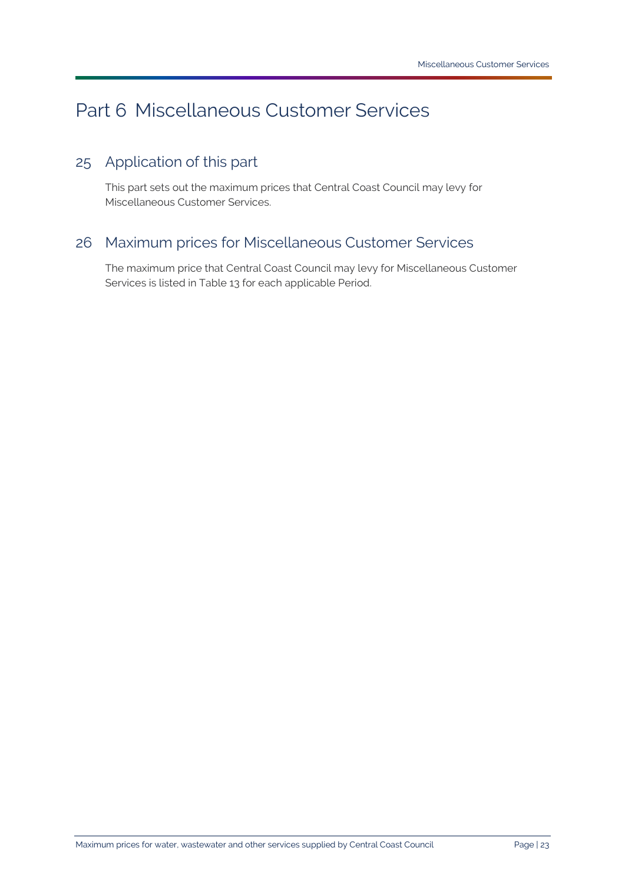# Part 6 Miscellaneous Customer Services

## 25 Application of this part

This part sets out the maximum prices that Central Coast Council may levy for Miscellaneous Customer Services.

## 26 Maximum prices for Miscellaneous Customer Services

The maximum price that Central Coast Council may levy for Miscellaneous Customer Services is listed in Table 13 for each applicable Period.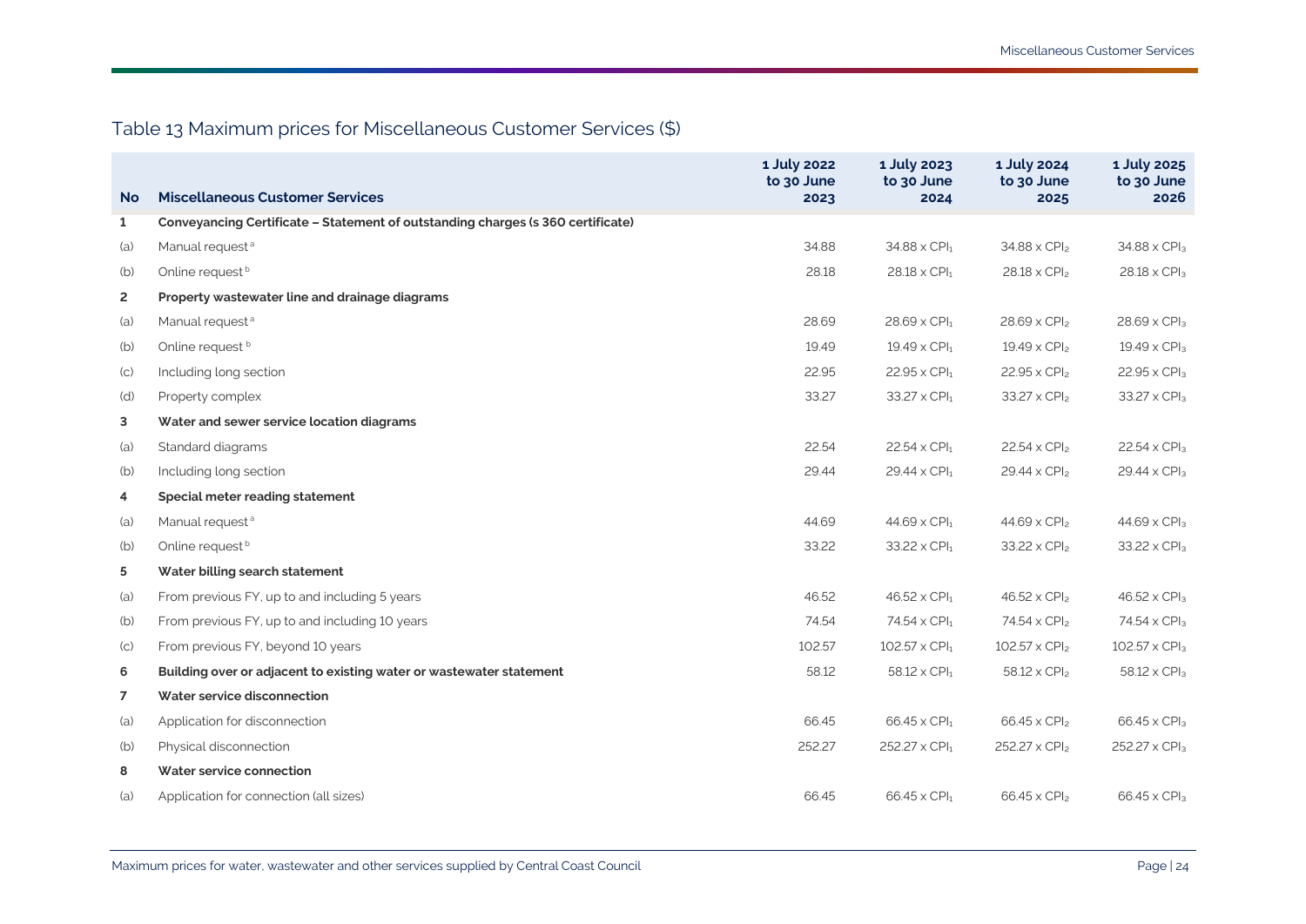## Table 13 Maximum prices for Miscellaneous Customer Services ($)

| No | Miscellaneous Customer Services | 1 July 2022 to 30 June 2023 | 1 July 2023 to 30 June 2024 | 1 July 2024 to 30 June 2025 | 1 July 2025 to 30 June 2026 |
|---|---|---|---|---|---|
| **1** | **Conveyancing Certificate – Statement of outstanding charges (s 360 certificate)** | | | | |
| (a) | Manual request [a] | 34.88 | $34.88 \times CPI_1$ | $34.88 \times CPI_2$ | $34.88 \times CPI_3$ |
| (b) | Online request [b] | 28.18 | $28.18 \times CPI_1$ | $28.18 \times CPI_2$ | $28.18 \times CPI_3$ |
| **2** | **Property wastewater line and drainage diagrams** | | | | |
| (a) | Manual request [a] | 28.69 | $28.69 \times CPI_1$ | $28.69 \times CPI_2$ | $28.69 \times CPI_3$ |
| (b) | Online request [b] | 19.49 | $19.49 \times CPI_1$ | $19.49 \times CPI_2$ | $19.49 \times CPI_3$ |
| (c) | Including long section | 22.95 | $22.95 \times CPI_1$ | $22.95 \times CPI_2$ | $22.95 \times CPI_3$ |
| (d) | Property complex | 33.27 | $33.27 \times CPI_1$ | $33.27 \times CPI_2$ | $33.27 \times CPI_3$ |
| **3** | **Water and sewer service location diagrams** | | | | |
| (a) | Standard diagrams | 22.54 | $22.54 \times CPI_1$ | $22.54 \times CPI_2$ | $22.54 \times CPI_3$ |
| (b) | Including long section | 29.44 | $29.44 \times CPI_1$ | $29.44 \times CPI_2$ | $29.44 \times CPI_3$ |
| **4** | **Special meter reading statement** | | | | |
| (a) | Manual request [a] | 44.69 | $44.69 \times CPI_1$ | $44.69 \times CPI_2$ | $44.69 \times CPI_3$ |
| (b) | Online request [b] | 33.22 | $33.22 \times CPI_1$ | $33.22 \times CPI_2$ | $33.22 \times CPI_3$ |
| **5** | **Water billing search statement** | | | | |
| (a) | From previous FY, up to and including 5 years | 46.52 | $46.52 \times CPI_1$ | $46.52 \times CPI_2$ | $46.52 \times CPI_3$ |
| (b) | From previous FY, up to and including 10 years | 74.54 | $74.54 \times CPI_1$ | $74.54 \times CPI_2$ | $74.54 \times CPI_3$ |
| (c) | From previous FY, beyond 10 years | 102.57 | $102.57 \times CPI_1$ | $102.57 \times CPI_2$ | $102.57 \times CPI_3$ |
| **6** | **Building over or adjacent to existing water or wastewater statement** | 58.12 | $58.12 \times CPI_1$ | $58.12 \times CPI_2$ | $58.12 \times CPI_3$ |
| **7** | **Water service disconnection** | | | | |
| (a) | Application for disconnection | 66.45 | $66.45 \times CPI_1$ | $66.45 \times CPI_2$ | $66.45 \times CPI_3$ |
| (b) | Physical disconnection | 252.27 | $252.27 \times CPI_1$ | $252.27 \times CPI_2$ | $252.27 \times CPI_3$ |
| **8** | **Water service connection** | | | | |
| (a) | Application for connection (all sizes) | 66.45 | $66.45 \times CPI_1$ | $66.45 \times CPI_2$ | $66.45 \times CPI_3$ |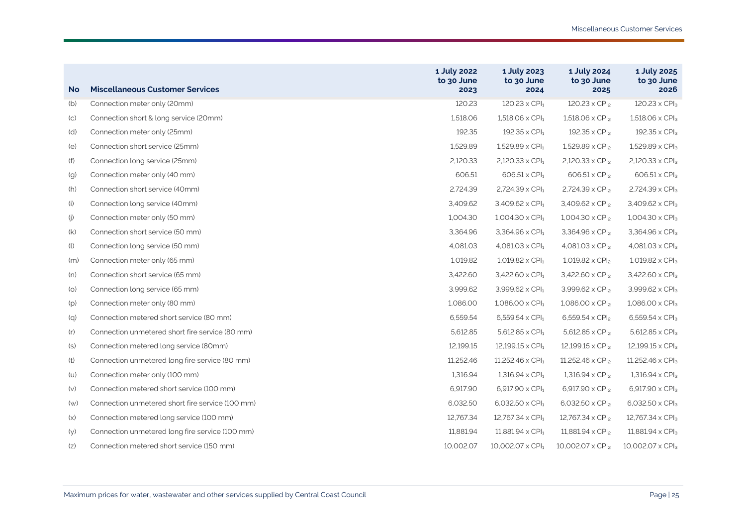| No | Miscellaneous Customer Services | 1 July 2022 to 30 June 2023 | 1 July 2023 to 30 June 2024 | 1 July 2024 to 30 June 2025 | 1 July 2025 to 30 June 2026 |
|---|---|---|---|---|---|
| (b) | Connection meter only (20mm) | 120.23 | 120.23 x $CPI_1$ | 120.23 x $CPI_2$ | 120.23 x $CPI_3$ |
| (c) | Connection short & long service (20mm) | 1,518.06 | 1,518.06 x $CPI_1$ | 1,518.06 x $CPI_2$ | 1,518.06 x $CPI_3$ |
| (d) | Connection meter only (25mm) | 192.35 | 192.35 x $CPI_1$ | 192.35 x $CPI_2$ | 192.35 x $CPI_3$ |
| (e) | Connection short service (25mm) | 1,529.89 | 1,529.89 x $CPI_1$ | 1,529.89 x $CPI_2$ | 1,529.89 x $CPI_3$ |
| (f) | Connection long service (25mm) | 2,120.33 | 2,120.33 x $CPI_1$ | 2,120.33 x $CPI_2$ | 2,120.33 x $CPI_3$ |
| (g) | Connection meter only (40 mm) | 606.51 | 606.51 x $CPI_1$ | 606.51 x $CPI_2$ | 606.51 x $CPI_3$ |
| (h) | Connection short service (40mm) | 2,724.39 | 2,724.39 x $CPI_1$ | 2,724.39 x $CPI_2$ | 2,724.39 x $CPI_3$ |
| (i) | Connection long service (40mm) | 3,409.62 | 3,409.62 x $CPI_1$ | 3,409.62 x $CPI_2$ | 3,409.62 x $CPI_3$ |
| (j) | Connection meter only (50 mm) | 1,004.30 | 1,004.30 x $CPI_1$ | 1,004.30 x $CPI_2$ | 1,004.30 x $CPI_3$ |
| (k) | Connection short service (50 mm) | 3,364.96 | 3,364.96 x $CPI_1$ | 3,364.96 x $CPI_2$ | 3,364.96 x $CPI_3$ |
| (l) | Connection long service (50 mm) | 4,081.03 | 4,081.03 x $CPI_1$ | 4,081.03 x $CPI_2$ | 4,081.03 x $CPI_3$ |
| (m) | Connection meter only (65 mm) | 1,019.82 | 1,019.82 x $CPI_1$ | 1,019.82 x $CPI_2$ | 1,019.82 x $CPI_3$ |
| (n) | Connection short service (65 mm) | 3,422.60 | 3,422.60 x $CPI_1$ | 3,422.60 x $CPI_2$ | 3,422.60 x $CPI_3$ |
| (o) | Connection long service (65 mm) | 3,999.62 | 3,999.62 x $CPI_1$ | 3,999.62 x $CPI_2$ | 3,999.62 x $CPI_3$ |
| (p) | Connection meter only (80 mm) | 1,086.00 | 1,086.00 x $CPI_1$ | 1,086.00 x $CPI_2$ | 1,086.00 x $CPI_3$ |
| (q) | Connection metered short service (80 mm) | 6,559.54 | 6,559.54 x $CPI_1$ | 6,559.54 x $CPI_2$ | 6,559.54 x $CPI_3$ |
| (r) | Connection unmetered short fire service (80 mm) | 5,612.85 | 5,612.85 x $CPI_1$ | 5,612.85 x $CPI_2$ | 5,612.85 x $CPI_3$ |
| (s) | Connection metered long service (80mm) | 12,199.15 | 12,199.15 x $CPI_1$ | 12,199.15 x $CPI_2$ | 12,199.15 x $CPI_3$ |
| (t) | Connection unmetered long fire service (80 mm) | 11,252.46 | 11,252.46 x $CPI_1$ | 11,252.46 x $CPI_2$ | 11,252.46 x $CPI_3$ |
| (u) | Connection meter only (100 mm) | 1,316.94 | 1,316.94 x $CPI_1$ | 1,316.94 x $CPI_2$ | 1,316.94 x $CPI_3$ |
| (v) | Connection metered short service (100 mm) | 6,917.90 | 6,917.90 x $CPI_1$ | 6,917.90 x $CPI_2$ | 6,917.90 x $CPI_3$ |
| (w) | Connection unmetered short fire service (100 mm) | 6,032.50 | 6,032.50 x $CPI_1$ | 6,032.50 x $CPI_2$ | 6,032.50 x $CPI_3$ |
| (x) | Connection metered long service (100 mm) | 12,767.34 | 12,767.34 x $CPI_1$ | 12,767.34 x $CPI_2$ | 12,767.34 x $CPI_3$ |
| (y) | Connection unmetered long fire service (100 mm) | 11,881.94 | 11,881.94 x $CPI_1$ | 11,881.94 x $CPI_2$ | 11,881.94 x $CPI_3$ |
| (z) | Connection metered short service (150 mm) | 10,002.07 | 10,002.07 x $CPI_1$ | 10,002.07 x $CPI_2$ | 10,002.07 x $CPI_3$ |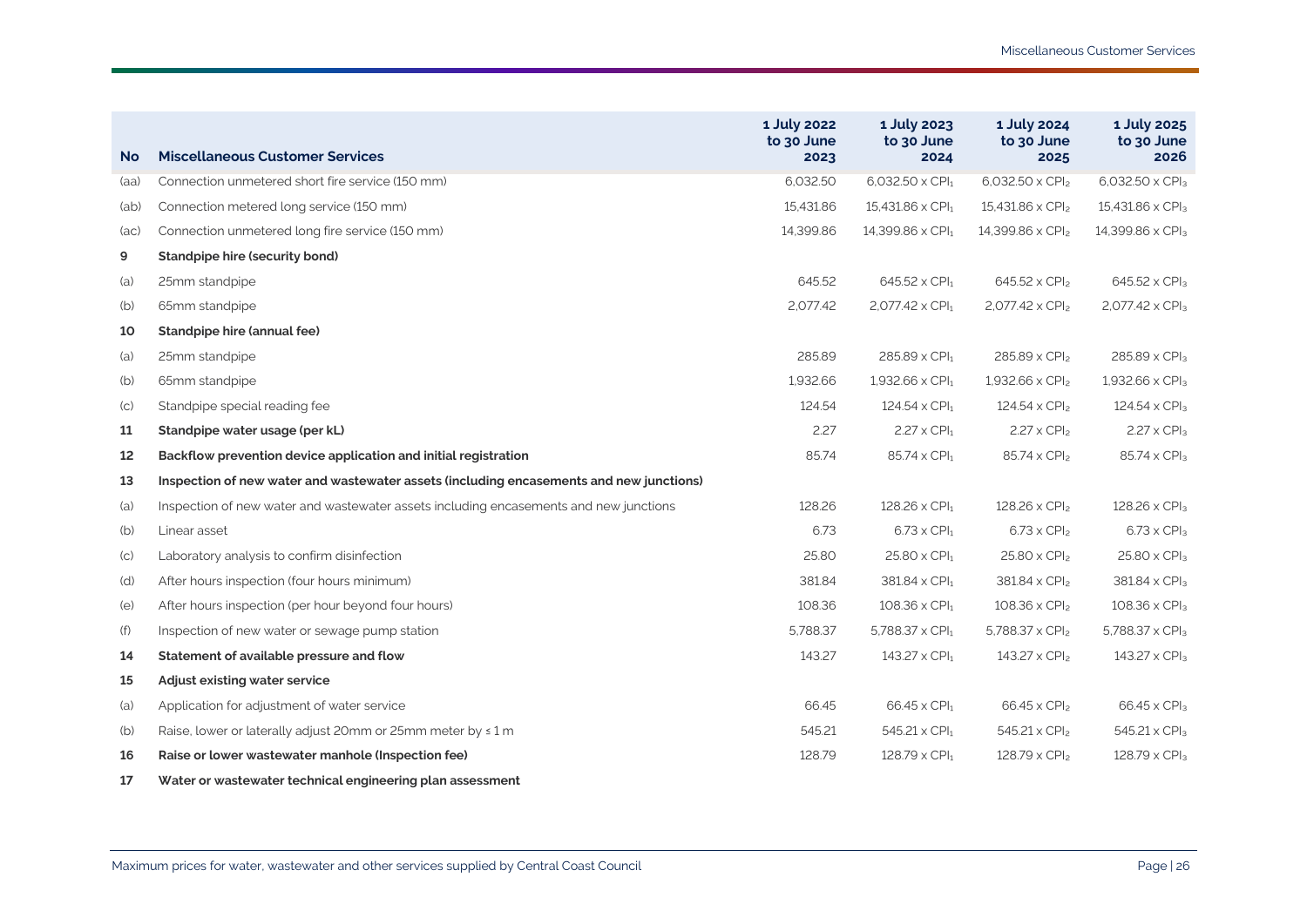| No | Miscellaneous Customer Services | 1 July 2022 to 30 June 2023 | 1 July 2023 to 30 June 2024 | 1 July 2024 to 30 June 2025 | 1 July 2025 to 30 June 2026 |
|---|---|---|---|---|---|
| (aa) | Connection unmetered short fire service (150 mm) | 6,032.50 | 6,032.50 x $CPI_1$ | 6,032.50 x $CPI_2$ | 6,032.50 x $CPI_3$ |
| (ab) | Connection metered long service (150 mm) | 15,431.86 | 15,431.86 x $CPI_1$ | 15,431.86 x $CPI_2$ | 15,431.86 x $CPI_3$ |
| (ac) | Connection unmetered long fire service (150 mm) | 14,399.86 | 14,399.86 x $CPI_1$ | 14,399.86 x $CPI_2$ | 14,399.86 x $CPI_3$ |
| **9** | **Standpipe hire (security bond)** | | | | |
| (a) | 25mm standpipe | 645.52 | 645.52 x $CPI_1$ | 645.52 x $CPI_2$ | 645.52 x $CPI_3$ |
| (b) | 65mm standpipe | 2,077.42 | 2,077.42 x $CPI_1$ | 2,077.42 x $CPI_2$ | 2,077.42 x $CPI_3$ |
| **10** | **Standpipe hire (annual fee)** | | | | |
| (a) | 25mm standpipe | 285.89 | 285.89 x $CPI_1$ | 285.89 x $CPI_2$ | 285.89 x $CPI_3$ |
| (b) | 65mm standpipe | 1,932.66 | 1,932.66 x $CPI_1$ | 1,932.66 x $CPI_2$ | 1,932.66 x $CPI_3$ |
| (c) | Standpipe special reading fee | 124.54 | 124.54 x $CPI_1$ | 124.54 x $CPI_2$ | 124.54 x $CPI_3$ |
| **11** | **Standpipe water usage (per kL)** | 2.27 | 2.27 x $CPI_1$ | 2.27 x $CPI_2$ | 2.27 x $CPI_3$ |
| **12** | **Backflow prevention device application and initial registration** | 85.74 | 85.74 x $CPI_1$ | 85.74 x $CPI_2$ | 85.74 x $CPI_3$ |
| **13** | **Inspection of new water and wastewater assets (including encasements and new junctions)** | | | | |
| (a) | Inspection of new water and wastewater assets including encasements and new junctions | 128.26 | 128.26 x $CPI_1$ | 128.26 x $CPI_2$ | 128.26 x $CPI_3$ |
| (b) | Linear asset | 6.73 | 6.73 x $CPI_1$ | 6.73 x $CPI_2$ | 6.73 x $CPI_3$ |
| (c) | Laboratory analysis to confirm disinfection | 25.80 | 25.80 x $CPI_1$ | 25.80 x $CPI_2$ | 25.80 x $CPI_3$ |
| (d) | After hours inspection (four hours minimum) | 381.84 | 381.84 x $CPI_1$ | 381.84 x $CPI_2$ | 381.84 x $CPI_3$ |
| (e) | After hours inspection (per hour beyond four hours) | 108.36 | 108.36 x $CPI_1$ | 108.36 x $CPI_2$ | 108.36 x $CPI_3$ |
| (f) | Inspection of new water or sewage pump station | 5,788.37 | 5,788.37 x $CPI_1$ | 5,788.37 x $CPI_2$ | 5,788.37 x $CPI_3$ |
| **14** | **Statement of available pressure and flow** | 143.27 | 143.27 x $CPI_1$ | 143.27 x $CPI_2$ | 143.27 x $CPI_3$ |
| **15** | **Adjust existing water service** | | | | |
| (a) | Application for adjustment of water service | 66.45 | 66.45 x $CPI_1$ | 66.45 x $CPI_2$ | 66.45 x $CPI_3$ |
| (b) | Raise, lower or laterally adjust 20mm or 25mm meter by ≤ 1 m | 545.21 | 545.21 x $CPI_1$ | 545.21 x $CPI_2$ | 545.21 x $CPI_3$ |
| **16** | **Raise or lower wastewater manhole (Inspection fee)** | 128.79 | 128.79 x $CPI_1$ | 128.79 x $CPI_2$ | 128.79 x $CPI_3$ |
| **17** | **Water or wastewater technical engineering plan assessment** | | | | |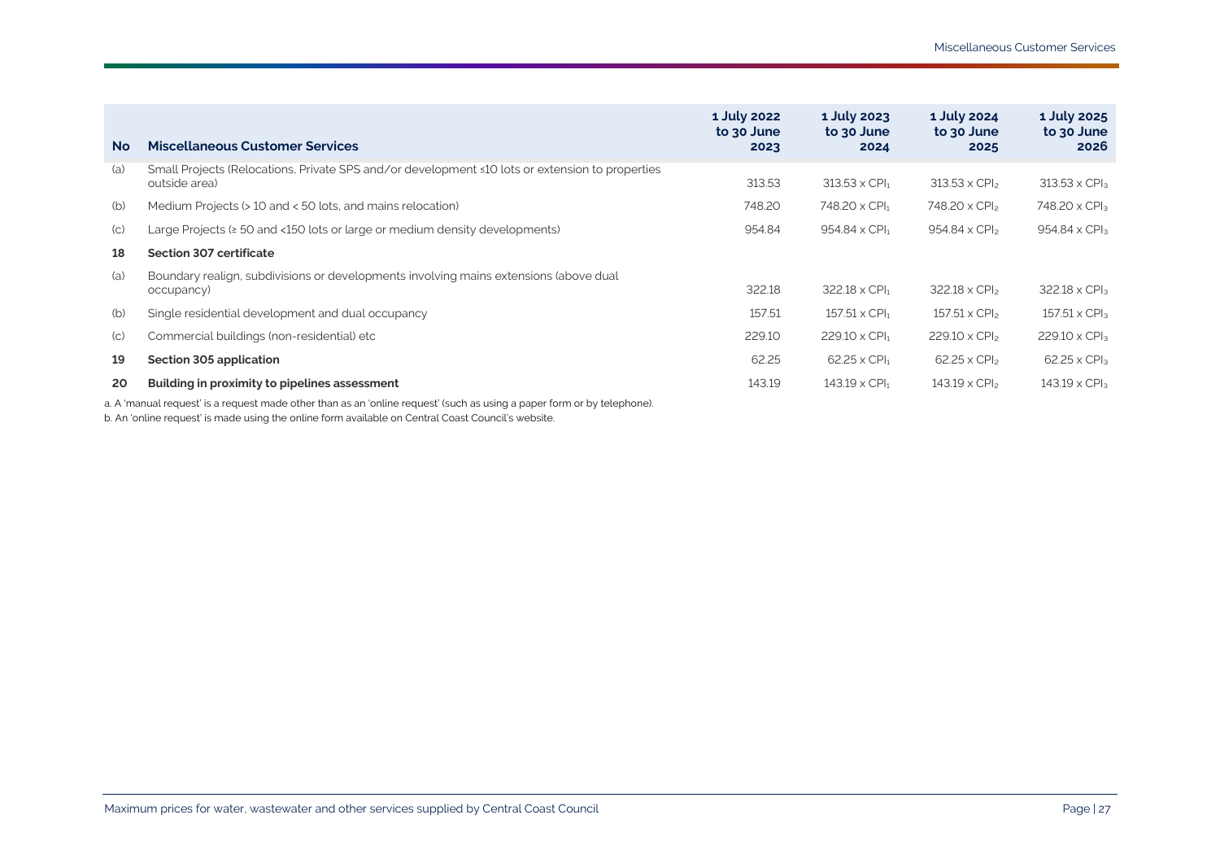| No | Miscellaneous Customer Services | 1 July 2022 to 30 June 2023 | 1 July 2023 to 30 June 2024 | 1 July 2024 to 30 June 2025 | 1 July 2025 to 30 June 2026 |
|---|---|---|---|---|---|
| (a) | Small Projects (Relocations, Private SPS and/or development ≤10 lots or extension to properties outside area) | 313.53 | 313.53 x $CPI_1$ | 313.53 x $CPI_2$ | 313.53 x $CPI_3$ |
| (b) | Medium Projects (> 10 and < 50 lots, and mains relocation) | 748.20 | 748.20 x $CPI_1$ | 748.20 x $CPI_2$ | 748.20 x $CPI_3$ |
| (c) | Large Projects (≥ 50 and <150 lots or large or medium density developments) | 954.84 | 954.84 x $CPI_1$ | 954.84 x $CPI_2$ | 954.84 x $CPI_3$ |
| **18** | **Section 307 certificate** | | | | |
| (a) | Boundary realign, subdivisions or developments involving mains extensions (above dual occupancy) | 322.18 | 322.18 x $CPI_1$ | 322.18 x $CPI_2$ | 322.18 x $CPI_3$ |
| (b) | Single residential development and dual occupancy | 157.51 | 157.51 x $CPI_1$ | 157.51 x $CPI_2$ | 157.51 x $CPI_3$ |
| (c) | Commercial buildings (non-residential) etc | 229.10 | 229.10 x $CPI_1$ | 229.10 x $CPI_2$ | 229.10 x $CPI_3$ |
| **19** | **Section 305 application** | 62.25 | 62.25 x $CPI_1$ | 62.25 x $CPI_2$ | 62.25 x $CPI_3$ |
| **20** | **Building in proximity to pipelines assessment** | 143.19 | 143.19 x $CPI_1$ | 143.19 x $CPI_2$ | 143.19 x $CPI_3$ |

a. A 'manual request' is a request made other than as an 'online request' (such as using a paper form or by telephone).

b. An 'online request' is made using the online form available on Central Coast Council's website.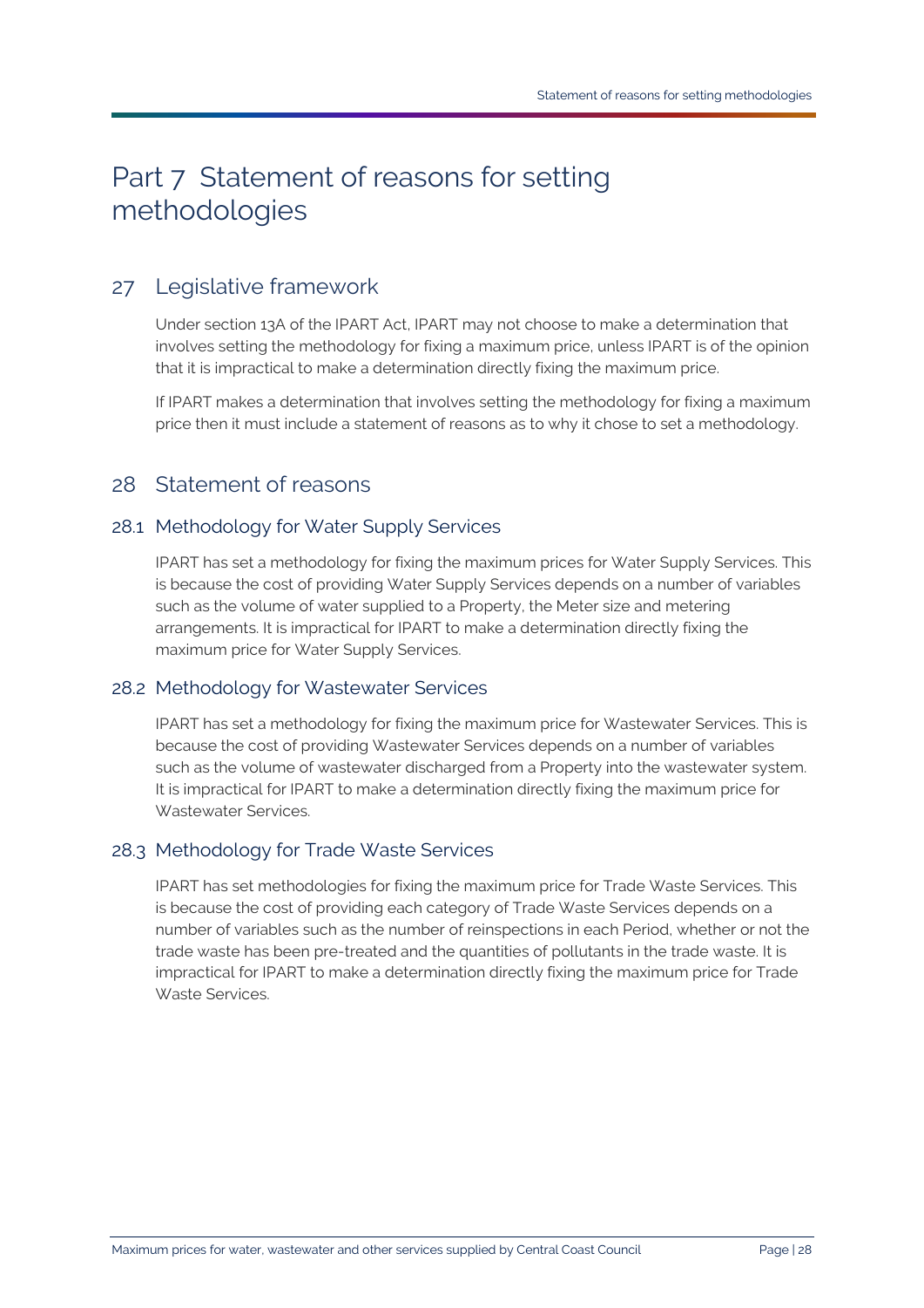# Part 7 Statement of reasons for setting methodologies

## 27 Legislative framework

Under section 13A of the IPART Act, IPART may not choose to make a determination that involves setting the methodology for fixing a maximum price, unless IPART is of the opinion that it is impractical to make a determination directly fixing the maximum price.

If IPART makes a determination that involves setting the methodology for fixing a maximum price then it must include a statement of reasons as to why it chose to set a methodology.

## 28 Statement of reasons

### 28.1 Methodology for Water Supply Services

IPART has set a methodology for fixing the maximum prices for Water Supply Services. This is because the cost of providing Water Supply Services depends on a number of variables such as the volume of water supplied to a Property, the Meter size and metering arrangements. It is impractical for IPART to make a determination directly fixing the maximum price for Water Supply Services.

### 28.2 Methodology for Wastewater Services

IPART has set a methodology for fixing the maximum price for Wastewater Services. This is because the cost of providing Wastewater Services depends on a number of variables such as the volume of wastewater discharged from a Property into the wastewater system. It is impractical for IPART to make a determination directly fixing the maximum price for Wastewater Services.

### 28.3 Methodology for Trade Waste Services

IPART has set methodologies for fixing the maximum price for Trade Waste Services. This is because the cost of providing each category of Trade Waste Services depends on a number of variables such as the number of reinspections in each Period, whether or not the trade waste has been pre-treated and the quantities of pollutants in the trade waste. It is impractical for IPART to make a determination directly fixing the maximum price for Trade Waste Services.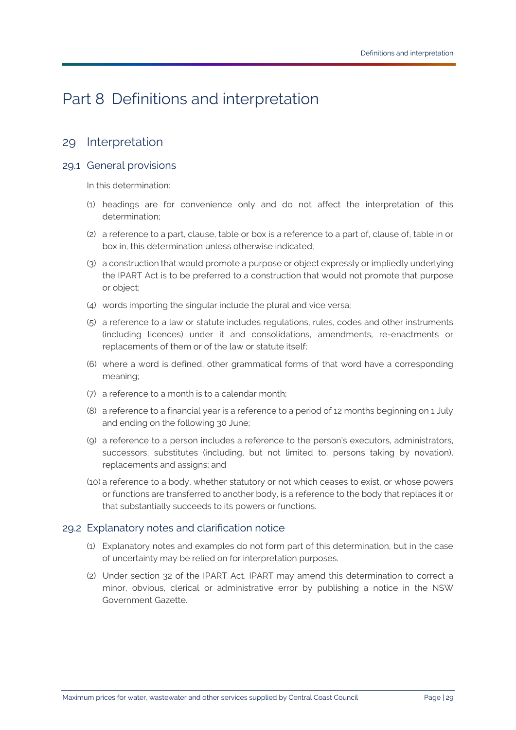# Part 8 Definitions and interpretation

## 29 Interpretation

### 29.1 General provisions

In this determination:

(1) headings are for convenience only and do not affect the interpretation of this determination;

(2) a reference to a part, clause, table or box is a reference to a part of, clause of, table in or box in, this determination unless otherwise indicated;

(3) a construction that would promote a purpose or object expressly or impliedly underlying the IPART Act is to be preferred to a construction that would not promote that purpose or object;

(4) words importing the singular include the plural and vice versa;

(5) a reference to a law or statute includes regulations, rules, codes and other instruments (including licences) under it and consolidations, amendments, re-enactments or replacements of them or of the law or statute itself;

(6) where a word is defined, other grammatical forms of that word have a corresponding meaning;

(7) a reference to a month is to a calendar month;

(8) a reference to a financial year is a reference to a period of 12 months beginning on 1 July and ending on the following 30 June;

(9) a reference to a person includes a reference to the person's executors, administrators, successors, substitutes (including, but not limited to, persons taking by novation), replacements and assigns; and

(10) a reference to a body, whether statutory or not which ceases to exist, or whose powers or functions are transferred to another body, is a reference to the body that replaces it or that substantially succeeds to its powers or functions.

### 29.2 Explanatory notes and clarification notice

(1) Explanatory notes and examples do not form part of this determination, but in the case of uncertainty may be relied on for interpretation purposes.

(2) Under section 32 of the IPART Act, IPART may amend this determination to correct a minor, obvious, clerical or administrative error by publishing a notice in the NSW Government Gazette.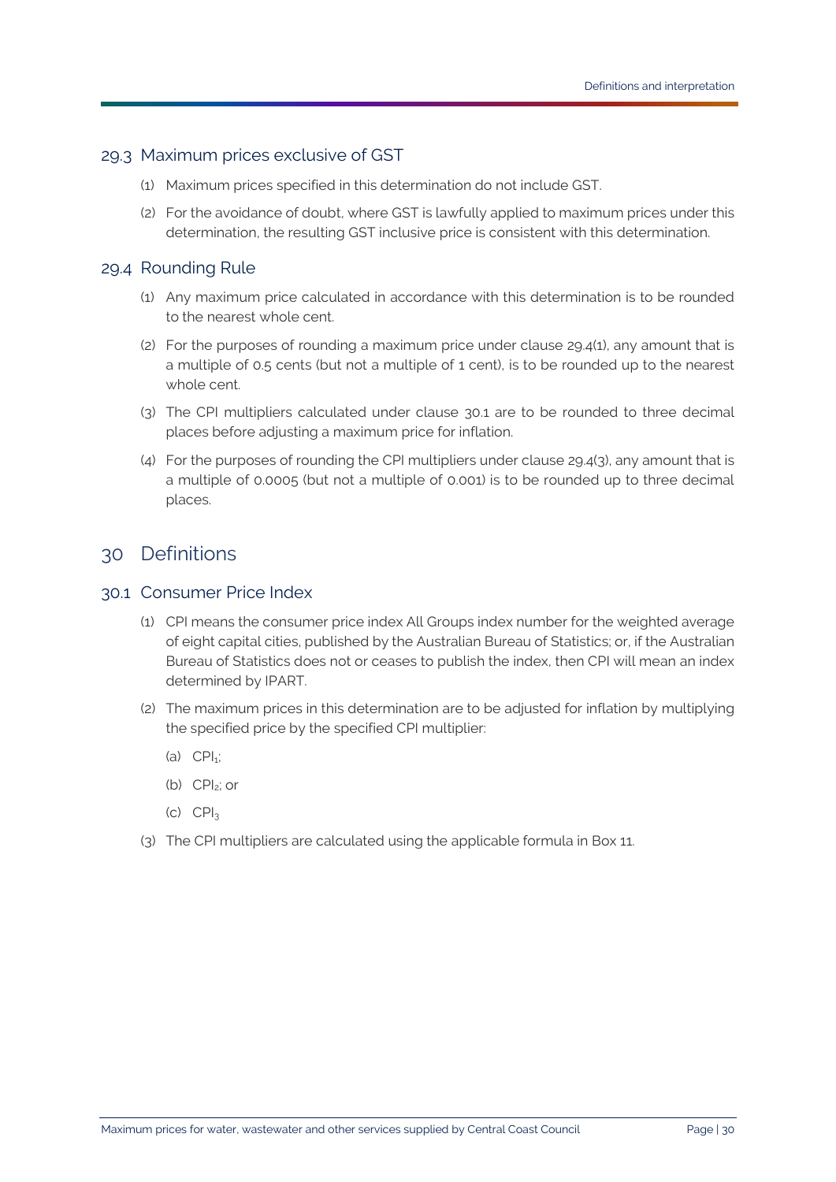## 29.3 Maximum prices exclusive of GST

(1) Maximum prices specified in this determination do not include GST.

(2) For the avoidance of doubt, where GST is lawfully applied to maximum prices under this determination, the resulting GST inclusive price is consistent with this determination.

## 29.4 Rounding Rule

(1) Any maximum price calculated in accordance with this determination is to be rounded to the nearest whole cent.

(2) For the purposes of rounding a maximum price under clause 29.4(1), any amount that is a multiple of 0.5 cents (but not a multiple of 1 cent), is to be rounded up to the nearest whole cent.

(3) The CPI multipliers calculated under clause 30.1 are to be rounded to three decimal places before adjusting a maximum price for inflation.

(4) For the purposes of rounding the CPI multipliers under clause 29.4(3), any amount that is a multiple of 0.0005 (but not a multiple of 0.001) is to be rounded up to three decimal places.

# 30 Definitions

## 30.1 Consumer Price Index

(1) CPI means the consumer price index All Groups index number for the weighted average of eight capital cities, published by the Australian Bureau of Statistics; or, if the Australian Bureau of Statistics does not or ceases to publish the index, then CPI will mean an index determined by IPART.

(2) The maximum prices in this determination are to be adjusted for inflation by multiplying the specified price by the specified CPI multiplier:

(a) $CPI_1$;

(b) $CPI_2$; or

(c) $CPI_3$

(3) The CPI multipliers are calculated using the applicable formula in Box 11.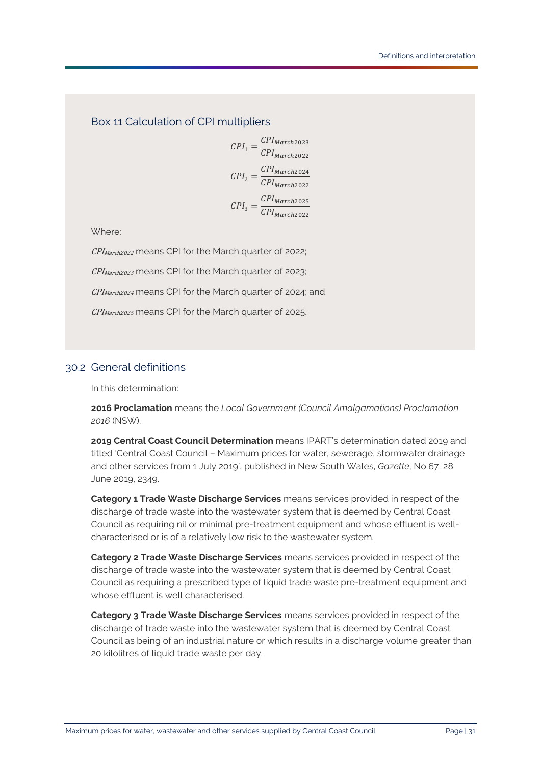### Box 11 Calculation of CPI multipliers

$$CPI_1 = \frac{CPI_{March2023}}{CPI_{March2022}}$$

$$CPI_2 = \frac{CPI_{March2024}}{CPI_{March2022}}$$

$$CPI_3 = \frac{CPI_{March2025}}{CPI_{March2022}}$$

Where:

$CPI_{March2022}$ means CPI for the March quarter of 2022;

$CPI_{March2023}$ means CPI for the March quarter of 2023;

$CPI_{March2024}$ means CPI for the March quarter of 2024; and

$CPI_{March2025}$ means CPI for the March quarter of 2025.

## 30.2 General definitions

In this determination:

**2016 Proclamation** means the *Local Government (Council Amalgamations) Proclamation 2016* (NSW).

**2019 Central Coast Council Determination** means IPART's determination dated 2019 and titled 'Central Coast Council – Maximum prices for water, sewerage, stormwater drainage and other services from 1 July 2019', published in New South Wales, *Gazette*, No 67, 28 June 2019, 2349.

**Category 1 Trade Waste Discharge Services** means services provided in respect of the discharge of trade waste into the wastewater system that is deemed by Central Coast Council as requiring nil or minimal pre-treatment equipment and whose effluent is well-characterised or is of a relatively low risk to the wastewater system.

**Category 2 Trade Waste Discharge Services** means services provided in respect of the discharge of trade waste into the wastewater system that is deemed by Central Coast Council as requiring a prescribed type of liquid trade waste pre-treatment equipment and whose effluent is well characterised.

**Category 3 Trade Waste Discharge Services** means services provided in respect of the discharge of trade waste into the wastewater system that is deemed by Central Coast Council as being of an industrial nature or which results in a discharge volume greater than 20 kilolitres of liquid trade waste per day.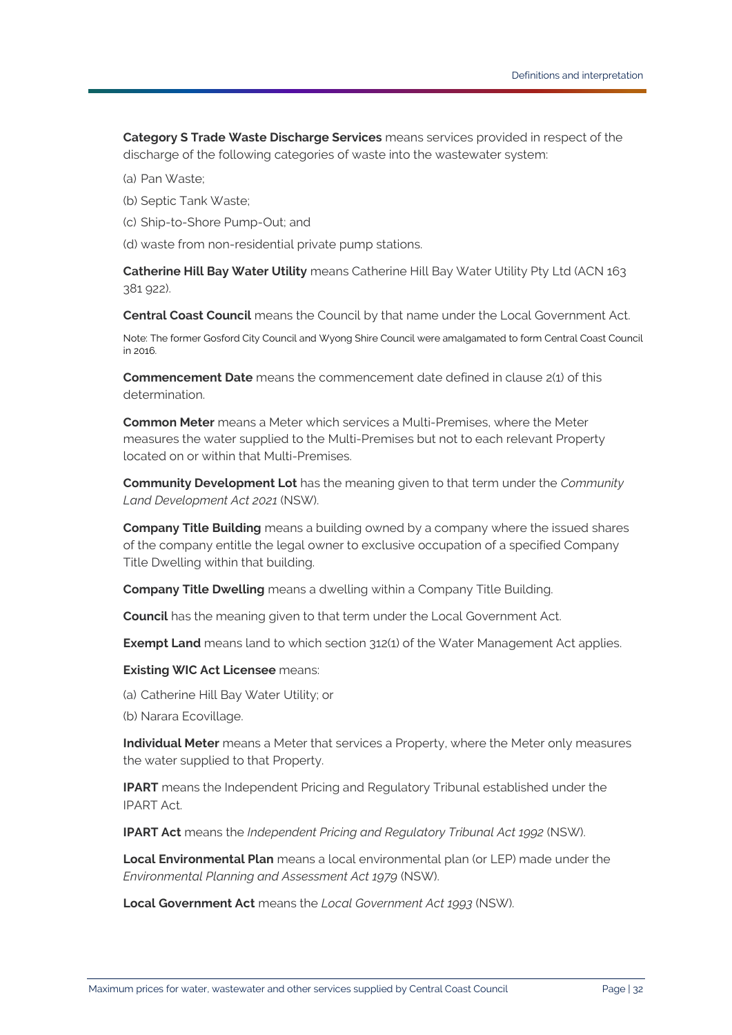**Category S Trade Waste Discharge Services** means services provided in respect of the discharge of the following categories of waste into the wastewater system:

(a) Pan Waste;

(b) Septic Tank Waste;

(c) Ship-to-Shore Pump-Out; and

(d) waste from non-residential private pump stations.

**Catherine Hill Bay Water Utility** means Catherine Hill Bay Water Utility Pty Ltd (ACN 163 381 922).

**Central Coast Council** means the Council by that name under the Local Government Act.

Note: The former Gosford City Council and Wyong Shire Council were amalgamated to form Central Coast Council in 2016.

**Commencement Date** means the commencement date defined in clause 2(1) of this determination.

**Common Meter** means a Meter which services a Multi-Premises, where the Meter measures the water supplied to the Multi-Premises but not to each relevant Property located on or within that Multi-Premises.

**Community Development Lot** has the meaning given to that term under the *Community Land Development Act 2021* (NSW).

**Company Title Building** means a building owned by a company where the issued shares of the company entitle the legal owner to exclusive occupation of a specified Company Title Dwelling within that building.

**Company Title Dwelling** means a dwelling within a Company Title Building.

**Council** has the meaning given to that term under the Local Government Act.

**Exempt Land** means land to which section 312(1) of the Water Management Act applies.

**Existing WIC Act Licensee** means:

(a) Catherine Hill Bay Water Utility; or

(b) Narara Ecovillage.

**Individual Meter** means a Meter that services a Property, where the Meter only measures the water supplied to that Property.

**IPART** means the Independent Pricing and Regulatory Tribunal established under the IPART Act.

**IPART Act** means the *Independent Pricing and Regulatory Tribunal Act 1992* (NSW).

**Local Environmental Plan** means a local environmental plan (or LEP) made under the *Environmental Planning and Assessment Act 1979* (NSW).

**Local Government Act** means the *Local Government Act 1993* (NSW).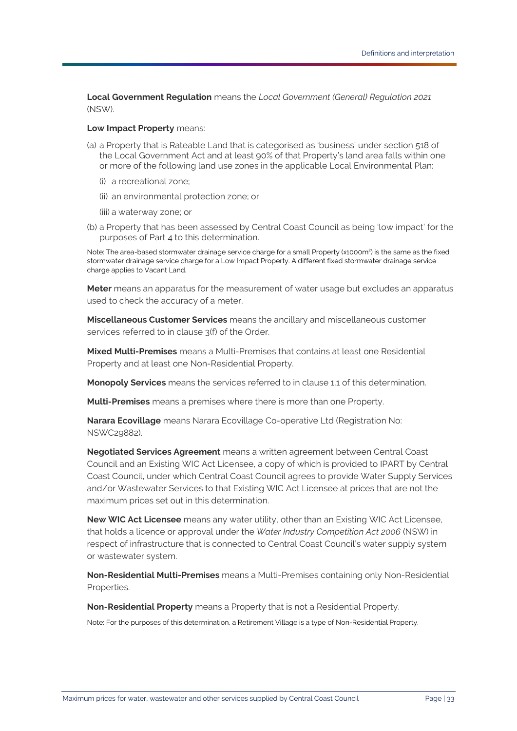**Local Government Regulation** means the *Local Government (General) Regulation 2021* (NSW).

**Low Impact Property** means:

(a) a Property that is Rateable Land that is categorised as 'business' under section 518 of the Local Government Act and at least 90% of that Property's land area falls within one or more of the following land use zones in the applicable Local Environmental Plan:

(i) a recreational zone;

(ii) an environmental protection zone; or

(iii) a waterway zone; or

(b) a Property that has been assessed by Central Coast Council as being 'low impact' for the purposes of Part 4 to this determination.

Note: The area-based stormwater drainage service charge for a small Property (≤1000m²) is the same as the fixed stormwater drainage service charge for a Low Impact Property. A different fixed stormwater drainage service charge applies to Vacant Land.

**Meter** means an apparatus for the measurement of water usage but excludes an apparatus used to check the accuracy of a meter.

**Miscellaneous Customer Services** means the ancillary and miscellaneous customer services referred to in clause 3(f) of the Order.

**Mixed Multi-Premises** means a Multi-Premises that contains at least one Residential Property and at least one Non-Residential Property.

**Monopoly Services** means the services referred to in clause 1.1 of this determination.

**Multi-Premises** means a premises where there is more than one Property.

**Narara Ecovillage** means Narara Ecovillage Co-operative Ltd (Registration No: NSWC29882).

**Negotiated Services Agreement** means a written agreement between Central Coast Council and an Existing WIC Act Licensee, a copy of which is provided to IPART by Central Coast Council, under which Central Coast Council agrees to provide Water Supply Services and/or Wastewater Services to that Existing WIC Act Licensee at prices that are not the maximum prices set out in this determination.

**New WIC Act Licensee** means any water utility, other than an Existing WIC Act Licensee, that holds a licence or approval under the *Water Industry Competition Act 2006* (NSW) in respect of infrastructure that is connected to Central Coast Council's water supply system or wastewater system.

**Non-Residential Multi-Premises** means a Multi-Premises containing only Non-Residential Properties.

**Non-Residential Property** means a Property that is not a Residential Property.

Note: For the purposes of this determination, a Retirement Village is a type of Non-Residential Property.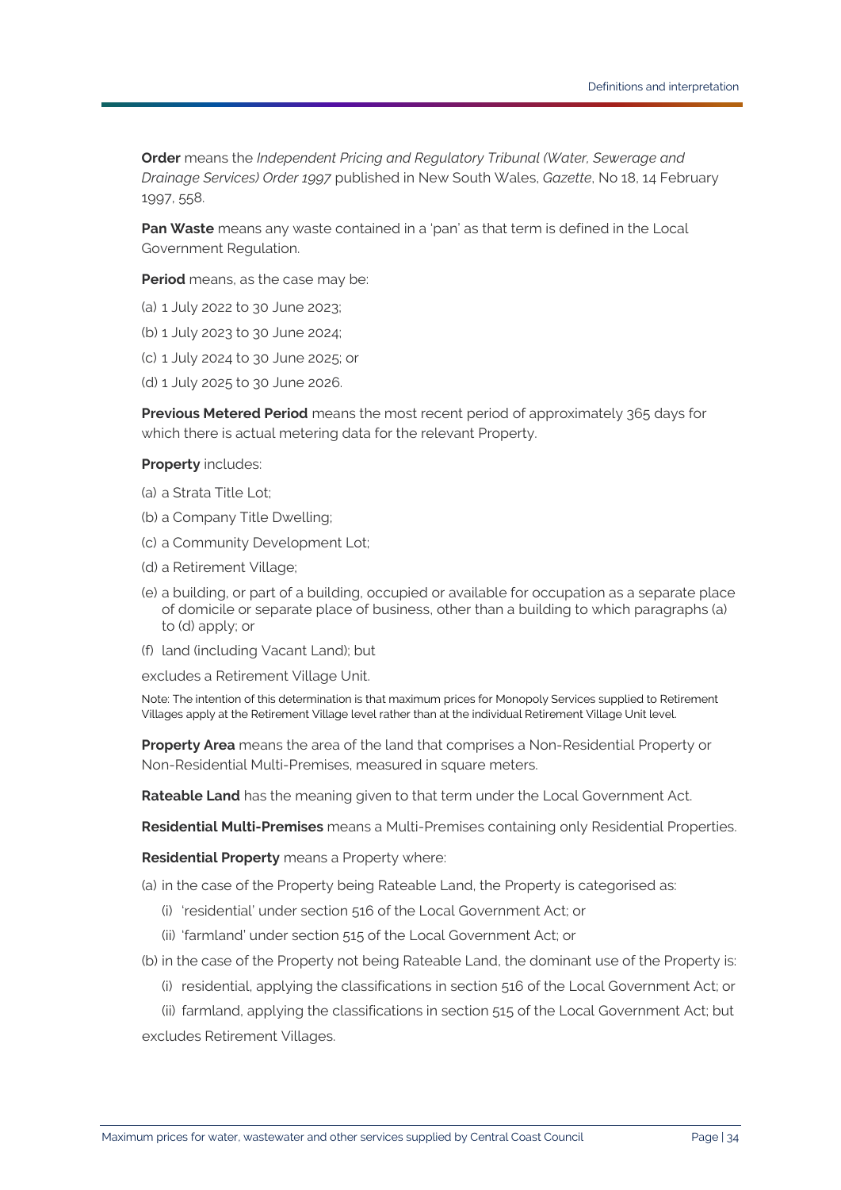**Order** means the *Independent Pricing and Regulatory Tribunal (Water, Sewerage and Drainage Services) Order 1997* published in New South Wales, *Gazette*, No 18, 14 February 1997, 558.

**Pan Waste** means any waste contained in a 'pan' as that term is defined in the Local Government Regulation.

**Period** means, as the case may be:

(a) 1 July 2022 to 30 June 2023;

(b) 1 July 2023 to 30 June 2024;

(c) 1 July 2024 to 30 June 2025; or

(d) 1 July 2025 to 30 June 2026.

**Previous Metered Period** means the most recent period of approximately 365 days for which there is actual metering data for the relevant Property.

**Property** includes:

(a) a Strata Title Lot;

(b) a Company Title Dwelling;

(c) a Community Development Lot;

(d) a Retirement Village;

(e) a building, or part of a building, occupied or available for occupation as a separate place of domicile or separate place of business, other than a building to which paragraphs (a) to (d) apply; or

(f) land (including Vacant Land); but

excludes a Retirement Village Unit.

Note: The intention of this determination is that maximum prices for Monopoly Services supplied to Retirement Villages apply at the Retirement Village level rather than at the individual Retirement Village Unit level.

**Property Area** means the area of the land that comprises a Non-Residential Property or Non-Residential Multi-Premises, measured in square meters.

**Rateable Land** has the meaning given to that term under the Local Government Act.

**Residential Multi-Premises** means a Multi-Premises containing only Residential Properties.

**Residential Property** means a Property where:

(a) in the case of the Property being Rateable Land, the Property is categorised as:

(i) 'residential' under section 516 of the Local Government Act; or

(ii) 'farmland' under section 515 of the Local Government Act; or

(b) in the case of the Property not being Rateable Land, the dominant use of the Property is:

(i) residential, applying the classifications in section 516 of the Local Government Act; or

(ii) farmland, applying the classifications in section 515 of the Local Government Act; but

excludes Retirement Villages.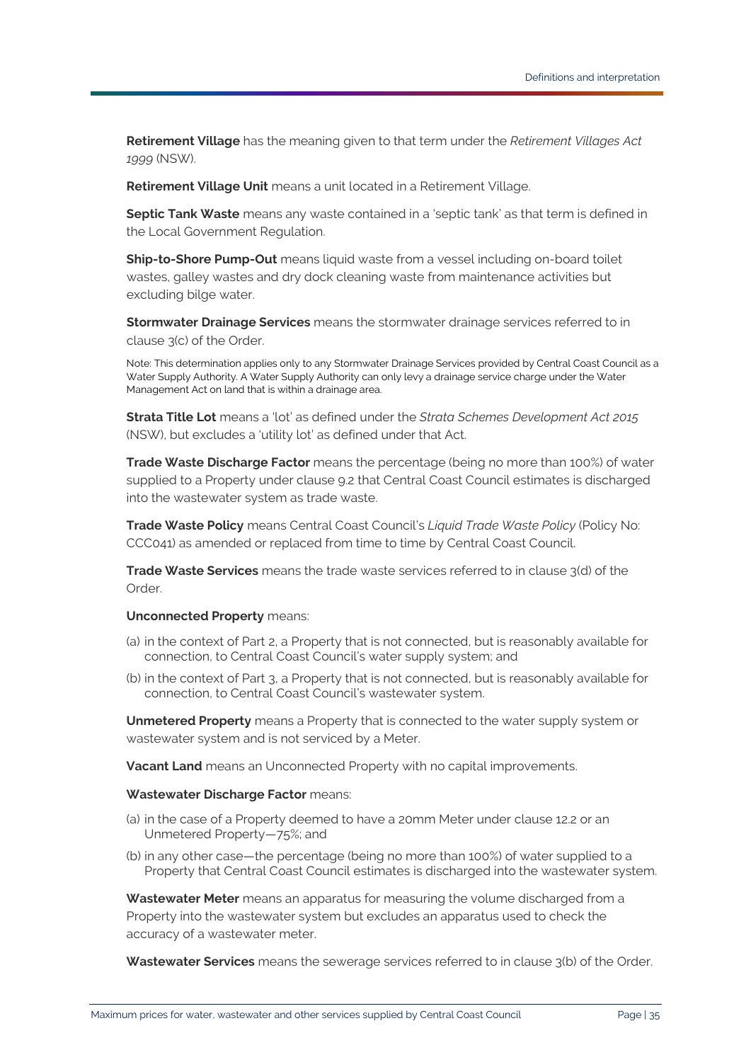**Retirement Village** has the meaning given to that term under the *Retirement Villages Act 1999* (NSW).

**Retirement Village Unit** means a unit located in a Retirement Village.

**Septic Tank Waste** means any waste contained in a 'septic tank' as that term is defined in the Local Government Regulation.

**Ship-to-Shore Pump-Out** means liquid waste from a vessel including on-board toilet wastes, galley wastes and dry dock cleaning waste from maintenance activities but excluding bilge water.

**Stormwater Drainage Services** means the stormwater drainage services referred to in clause 3(c) of the Order.

Note: This determination applies only to any Stormwater Drainage Services provided by Central Coast Council as a Water Supply Authority. A Water Supply Authority can only levy a drainage service charge under the Water Management Act on land that is within a drainage area.

**Strata Title Lot** means a 'lot' as defined under the *Strata Schemes Development Act 2015* (NSW), but excludes a 'utility lot' as defined under that Act.

**Trade Waste Discharge Factor** means the percentage (being no more than 100%) of water supplied to a Property under clause 9.2 that Central Coast Council estimates is discharged into the wastewater system as trade waste.

**Trade Waste Policy** means Central Coast Council's *Liquid Trade Waste Policy* (Policy No: CCC041) as amended or replaced from time to time by Central Coast Council.

**Trade Waste Services** means the trade waste services referred to in clause 3(d) of the Order.

**Unconnected Property** means:

(a) in the context of Part 2, a Property that is not connected, but is reasonably available for connection, to Central Coast Council's water supply system; and

(b) in the context of Part 3, a Property that is not connected, but is reasonably available for connection, to Central Coast Council's wastewater system.

**Unmetered Property** means a Property that is connected to the water supply system or wastewater system and is not serviced by a Meter.

**Vacant Land** means an Unconnected Property with no capital improvements.

**Wastewater Discharge Factor** means:

(a) in the case of a Property deemed to have a 20mm Meter under clause 12.2 or an Unmetered Property—75%; and

(b) in any other case—the percentage (being no more than 100%) of water supplied to a Property that Central Coast Council estimates is discharged into the wastewater system.

**Wastewater Meter** means an apparatus for measuring the volume discharged from a Property into the wastewater system but excludes an apparatus used to check the accuracy of a wastewater meter.

**Wastewater Services** means the sewerage services referred to in clause 3(b) of the Order.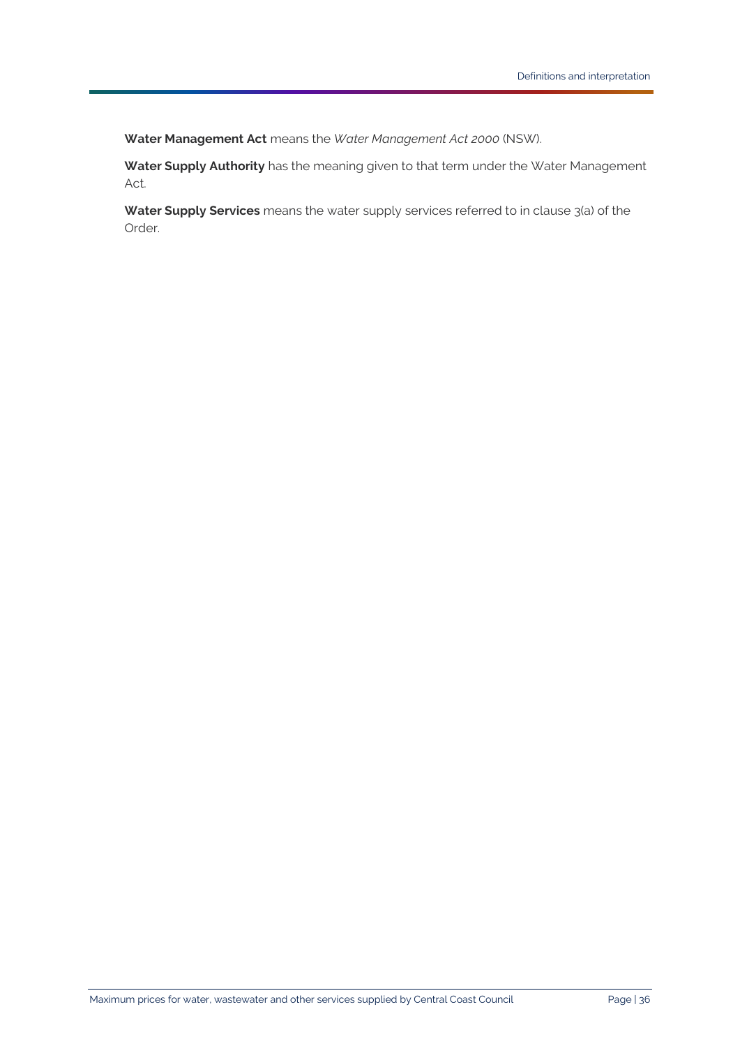**Water Management Act** means the *Water Management Act 2000* (NSW).

**Water Supply Authority** has the meaning given to that term under the Water Management Act.

**Water Supply Services** means the water supply services referred to in clause 3(a) of the Order.